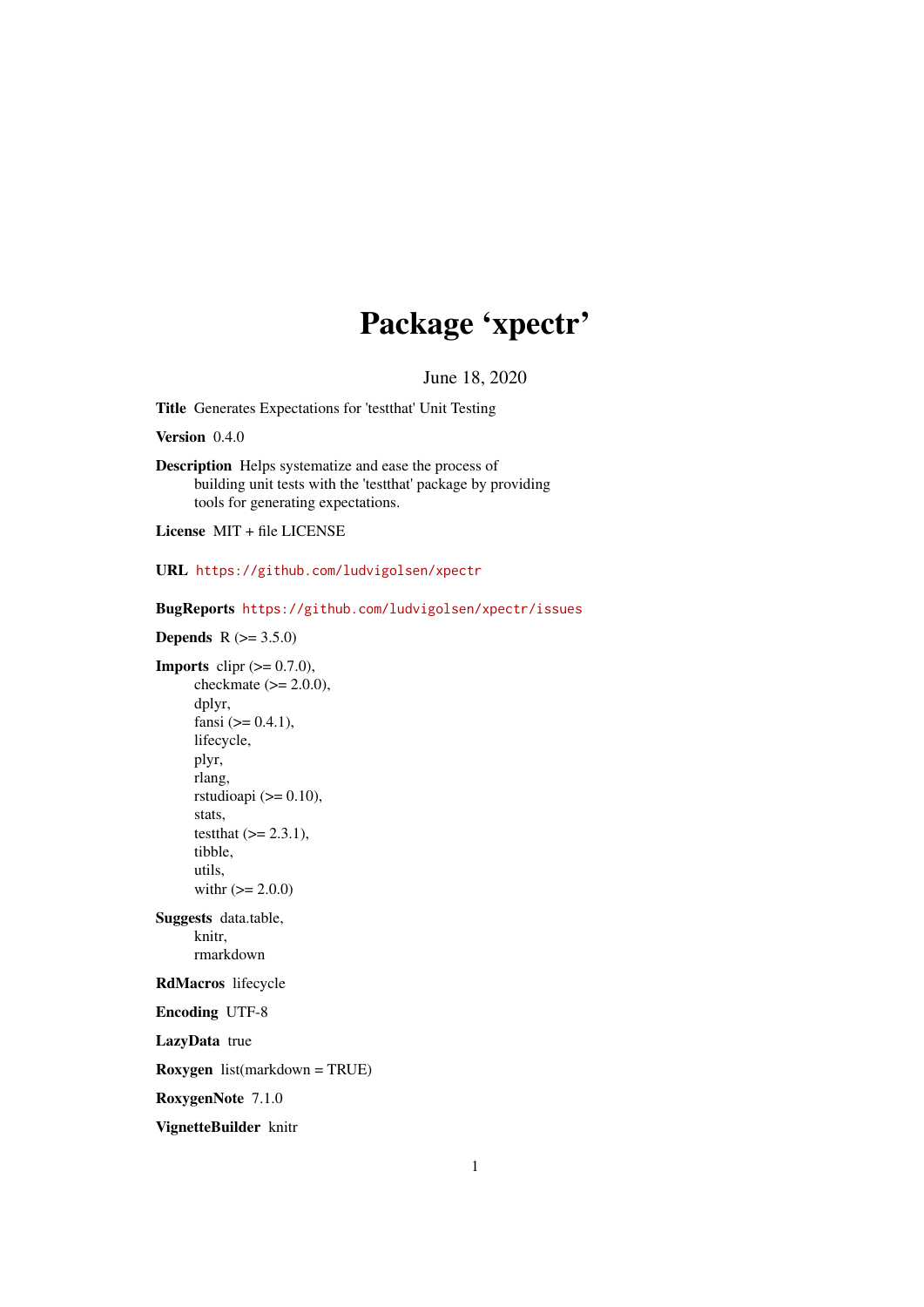# Package 'xpectr'

June 18, 2020

**Title** Generates Expectations for 'testthat' Unit Testing

**Version** 0.4.0

**Description** Helps systematize and ease the process of
building unit tests with the 'testthat' package by providing
tools for generating expectations.

**License** MIT + file LICENSE

**URL** https://github.com/ludvigolsen/xpectr

**BugReports** https://github.com/ludvigolsen/xpectr/issues

**Depends** R (>= 3.5.0)

**Imports** clipr (>= 0.7.0),
checkmate (>= 2.0.0),
dplyr,
fansi (>= 0.4.1),
lifecycle,
plyr,
rlang,
rstudioapi (>= 0.10),
stats,
testthat (>= 2.3.1),
tibble,
utils,
withr (>= 2.0.0)

**Suggests** data.table,
knitr,
rmarkdown

**RdMacros** lifecycle

**Encoding** UTF-8

**LazyData** true

**Roxygen** list(markdown = TRUE)

**RoxygenNote** 7.1.0

**VignetteBuilder** knitr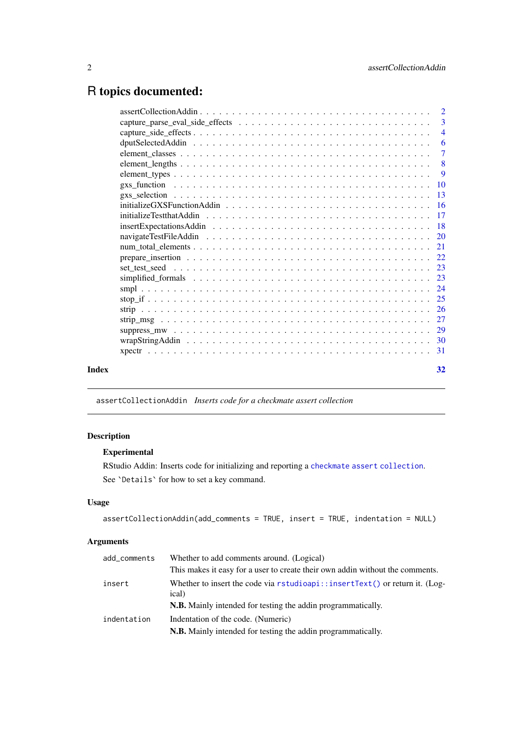# R topics documented:

| | |
|---|---|
| assertCollectionAddin | 2 |
| capture_parse_eval_side_effects | 3 |
| capture_side_effects | 4 |
| dputSelectedAddin | 6 |
| element_classes | 7 |
| element_lengths | 8 |
| element_types | 9 |
| gxs_function | 10 |
| gxs_selection | 13 |
| initializeGXSFunctionAddin | 16 |
| initializeTestthatAddin | 17 |
| insertExpectationsAddin | 18 |
| navigateTestFileAddin | 20 |
| num_total_elements | 21 |
| prepare_insertion | 22 |
| set_test_seed | 23 |
| simplified_formals | 23 |
| smpl | 24 |
| stop_if | 25 |
| strip | 26 |
| strip_msg | 27 |
| suppress_mw | 29 |
| wrapStringAddin | 30 |
| xpectr | 31 |

**Index** **32**

---

`assertCollectionAddin` *Inserts code for a checkmate assert collection*

---

## Description

### Experimental

RStudio Addin: Inserts code for initializing and reporting a `checkmate assert collection`.

See `Details` for how to set a key command.

## Usage

```
assertCollectionAddin(add_comments = TRUE, insert = TRUE, indentation = NULL)
```

## Arguments

| | |
|---|---|
| `add_comments` | Whether to add comments around. (Logical)<br>This makes it easy for a user to create their own addin without the comments. |
| `insert` | Whether to insert the code via `rstudioapi::insertText()` or return it. (Logical)<br>**N.B.** Mainly intended for testing the addin programmatically. |
| `indentation` | Indentation of the code. (Numeric)<br>**N.B.** Mainly intended for testing the addin programmatically. |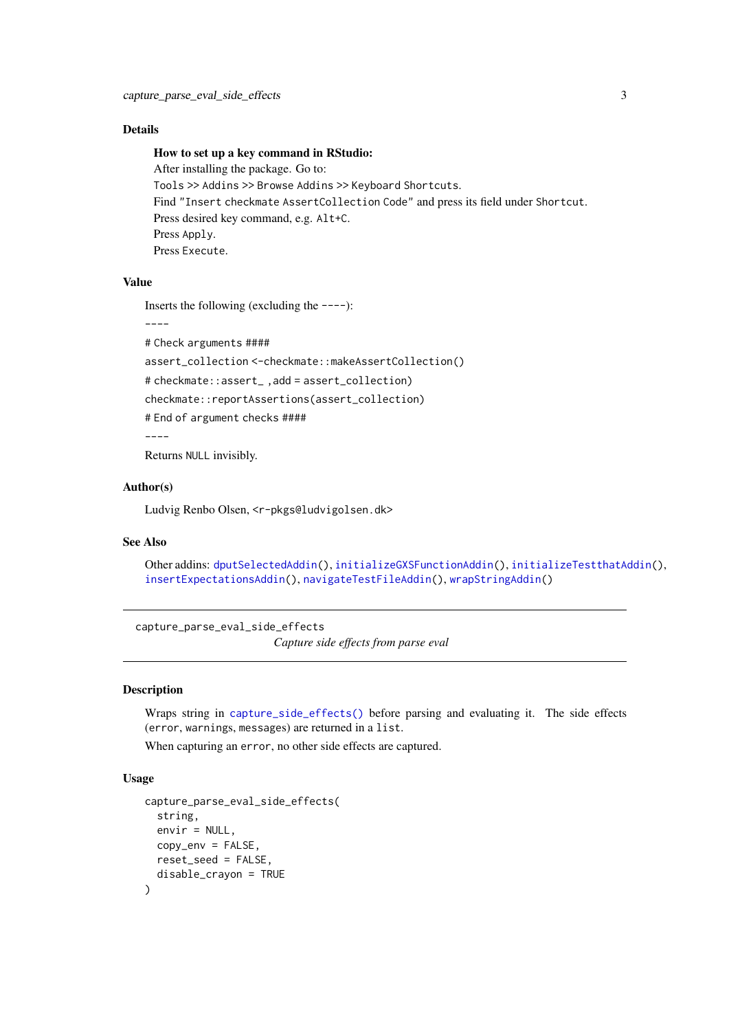## Details

**How to set up a key command in RStudio:**

After installing the package. Go to:

`Tools >> Addins >> Browse Addins >> Keyboard Shortcuts`.

Find `"Insert checkmate AssertCollection Code"` and press its field under `Shortcut`.

Press desired key command, e.g. `Alt+C`.

Press `Apply`.

Press `Execute`.

## Value

Inserts the following (excluding the `----`):

`----`

`# Check arguments ####`

`assert_collection <-checkmate::makeAssertCollection()`

`# checkmate::assert_ ,add = assert_collection)`

`checkmate::reportAssertions(assert_collection)`

`# End of argument checks ####`

`----`

Returns `NULL` invisibly.

## Author(s)

Ludvig Renbo Olsen, `<r-pkgs@ludvigolsen.dk>`

## See Also

Other addins: `dputSelectedAddin()`, `initializeGXSFunctionAddin()`, `initializeTestthatAddin()`, `insertExpectationsAddin()`, `navigateTestFileAddin()`, `wrapStringAddin()`

---

# capture_parse_eval_side_effects

*Capture side effects from parse eval*

---

## Description

Wraps string in `capture_side_effects()` before parsing and evaluating it. The side effects (`error`, `warnings`, `messages`) are returned in a `list`.

When capturing an `error`, no other side effects are captured.

## Usage

```
capture_parse_eval_side_effects(
  string,
  envir = NULL,
  copy_env = FALSE,
  reset_seed = FALSE,
  disable_crayon = TRUE
)
```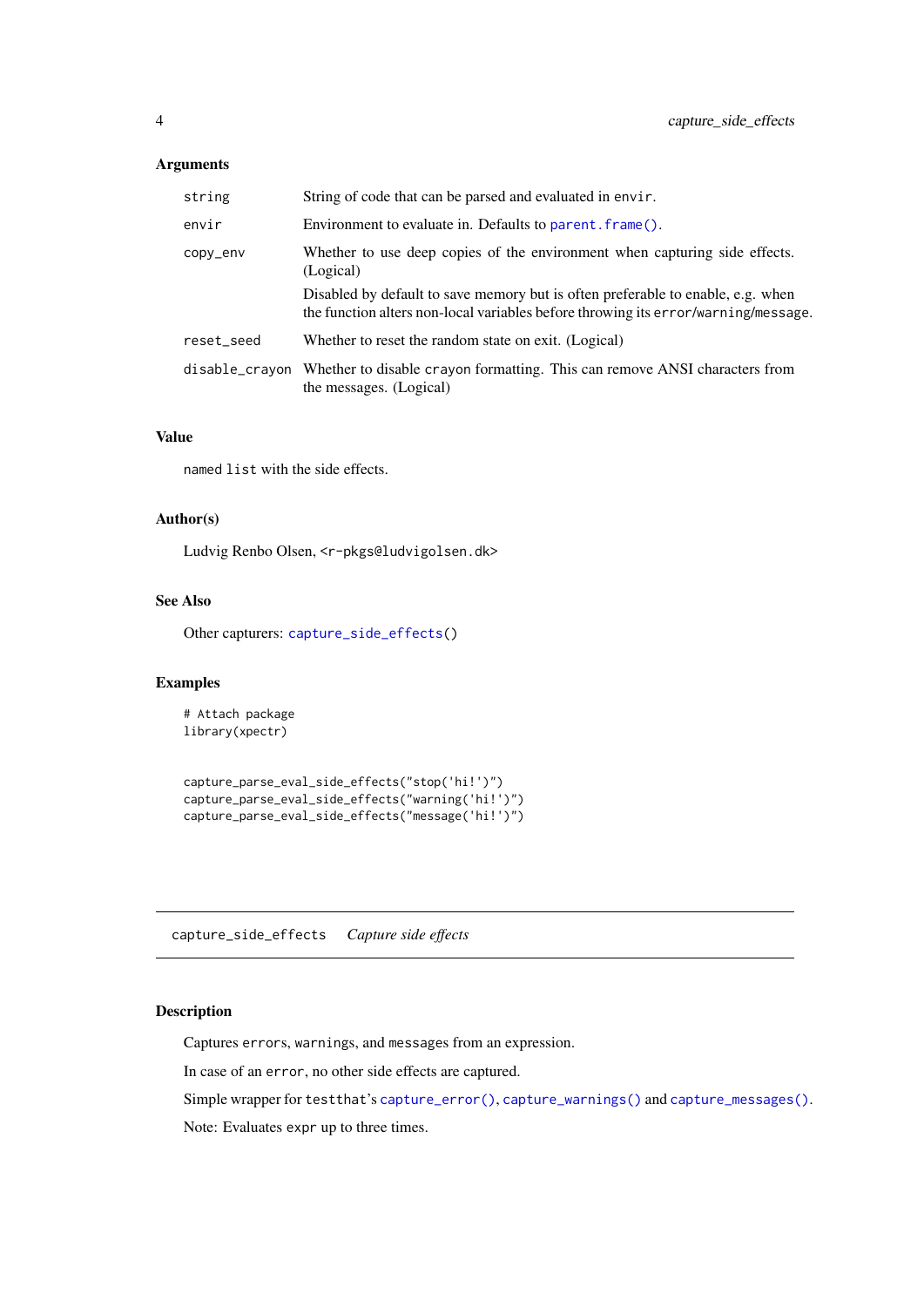### Arguments

| | |
|---|---|
| `string` | String of code that can be parsed and evaluated in `envir`. |
| `envir` | Environment to evaluate in. Defaults to `parent.frame()`. |
| `copy_env` | Whether to use deep copies of the environment when capturing side effects. (Logical)<br><br>Disabled by default to save memory but is often preferable to enable, e.g. when the function alters non-local variables before throwing its `error`/`warning`/`message`. |
| `reset_seed` | Whether to reset the random state on exit. (Logical) |
| `disable_crayon` | Whether to disable `crayon` formatting. This can remove ANSI characters from the messages. (Logical) |

### Value

named `list` with the side effects.

### Author(s)

Ludvig Renbo Olsen, <r-pkgs@ludvigolsen.dk>

### See Also

Other capturers: `capture_side_effects()`

### Examples

```
# Attach package
library(xpectr)


capture_parse_eval_side_effects("stop('hi!')")
capture_parse_eval_side_effects("warning('hi!')")
capture_parse_eval_side_effects("message('hi!')")
```

---

## `capture_side_effects` *Capture side effects*

---

### Description

Captures `errors`, `warnings`, and `messages` from an expression.

In case of an `error`, no other side effects are captured.

Simple wrapper for `testthat`'s `capture_error()`, `capture_warnings()` and `capture_messages()`.

Note: Evaluates `expr` up to three times.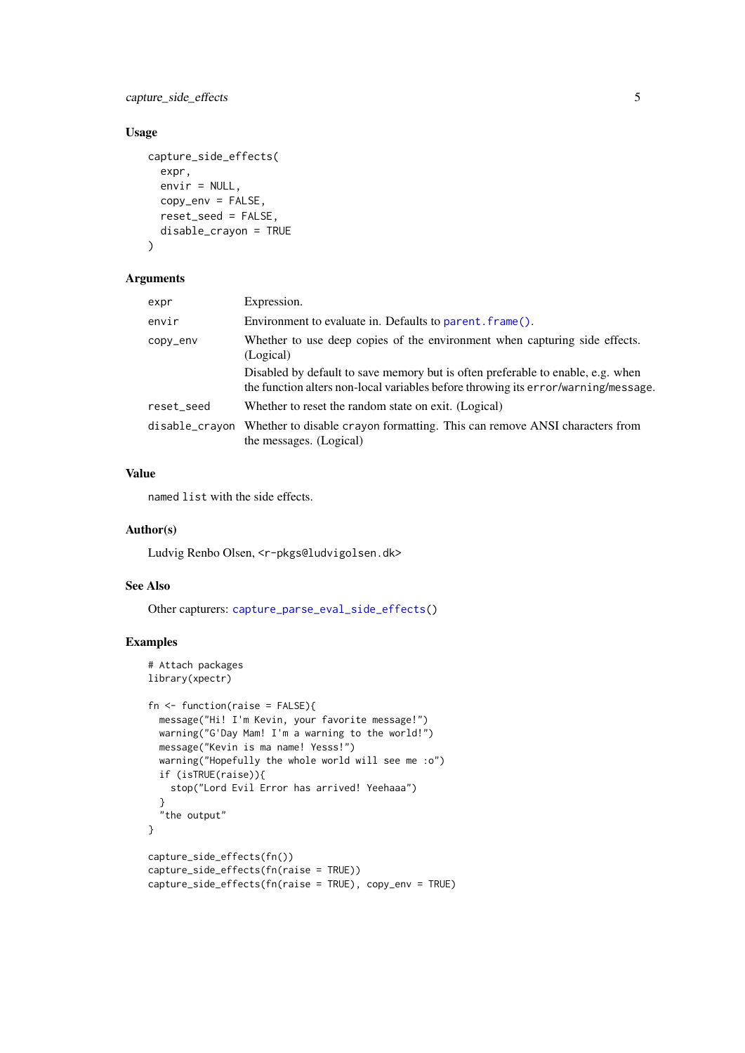### Usage

```
capture_side_effects(
  expr,
  envir = NULL,
  copy_env = FALSE,
  reset_seed = FALSE,
  disable_crayon = TRUE
)
```

### Arguments

| | |
|---|---|
| `expr` | Expression. |
| `envir` | Environment to evaluate in. Defaults to `parent.frame()`. |
| `copy_env` | Whether to use deep copies of the environment when capturing side effects. (Logical)<br>Disabled by default to save memory but is often preferable to enable, e.g. when the function alters non-local variables before throwing its `error`/`warning`/`message`. |
| `reset_seed` | Whether to reset the random state on exit. (Logical) |
| `disable_crayon` | Whether to disable `crayon` formatting. This can remove ANSI characters from the messages. (Logical) |

### Value

named `list` with the side effects.

### Author(s)

Ludvig Renbo Olsen, <r-pkgs@ludvigolsen.dk>

### See Also

Other capturers: `capture_parse_eval_side_effects()`

### Examples

```
# Attach packages
library(xpectr)

fn <- function(raise = FALSE){
  message("Hi! I'm Kevin, your favorite message!")
  warning("G'Day Mam! I'm a warning to the world!")
  message("Kevin is ma name! Yesss!")
  warning("Hopefully the whole world will see me :o")
  if (isTRUE(raise)){
    stop("Lord Evil Error has arrived! Yeehaaa")
  }
  "the output"
}

capture_side_effects(fn())
capture_side_effects(fn(raise = TRUE))
capture_side_effects(fn(raise = TRUE), copy_env = TRUE)
```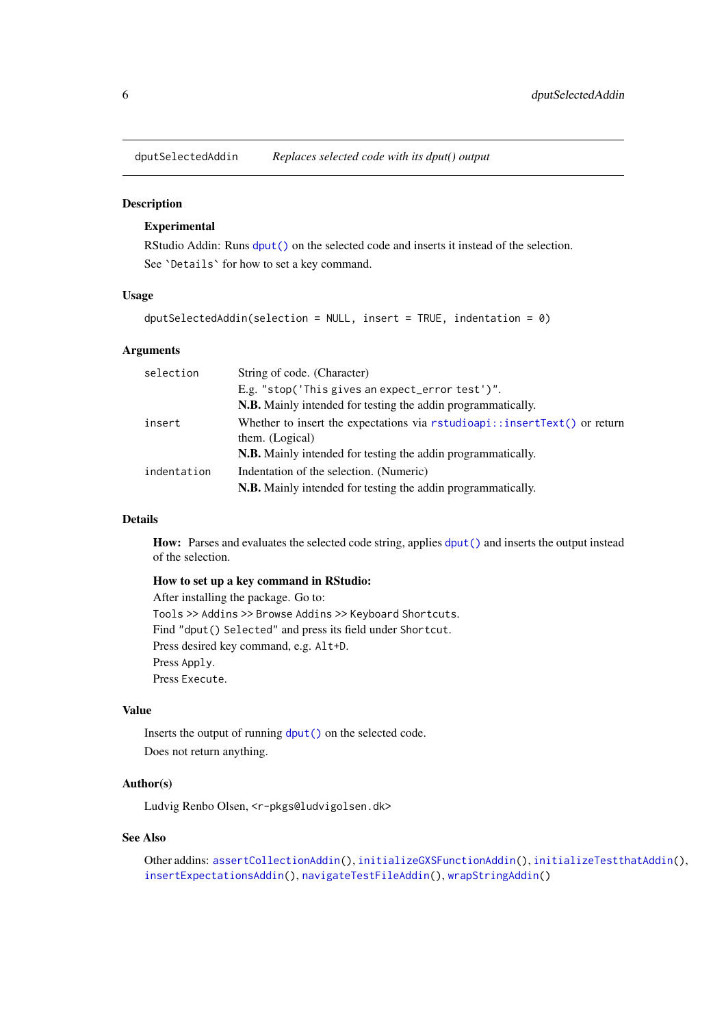## dputSelectedAddin — *Replaces selected code with its dput() output*

### Description

**Experimental**

RStudio Addin: Runs `dput()` on the selected code and inserts it instead of the selection.

See `` `Details` `` for how to set a key command.

### Usage

```
dputSelectedAddin(selection = NULL, insert = TRUE, indentation = 0)
```

### Arguments

| | |
|---|---|
| `selection` | String of code. (Character)<br>E.g. `"stop('This gives an expect_error test')"`.<br>**N.B.** Mainly intended for testing the addin programmatically. |
| `insert` | Whether to insert the expectations via `rstudioapi::insertText()` or return them. (Logical)<br>**N.B.** Mainly intended for testing the addin programmatically. |
| `indentation` | Indentation of the selection. (Numeric)<br>**N.B.** Mainly intended for testing the addin programmatically. |

### Details

**How:** Parses and evaluates the selected code string, applies `dput()` and inserts the output instead of the selection.

**How to set up a key command in RStudio:**

After installing the package. Go to:
`Tools >> Addins >> Browse Addins >> Keyboard Shortcuts`.
Find `"dput() Selected"` and press its field under `Shortcut`.
Press desired key command, e.g. `Alt+D`.
Press `Apply`.
Press `Execute`.

### Value

Inserts the output of running `dput()` on the selected code.

Does not return anything.

### Author(s)

Ludvig Renbo Olsen, <r-pkgs@ludvigolsen.dk>

### See Also

Other addins: `assertCollectionAddin()`, `initializeGXSFunctionAddin()`, `initializeTestthatAddin()`, `insertExpectationsAddin()`, `navigateTestFileAddin()`, `wrapStringAddin()`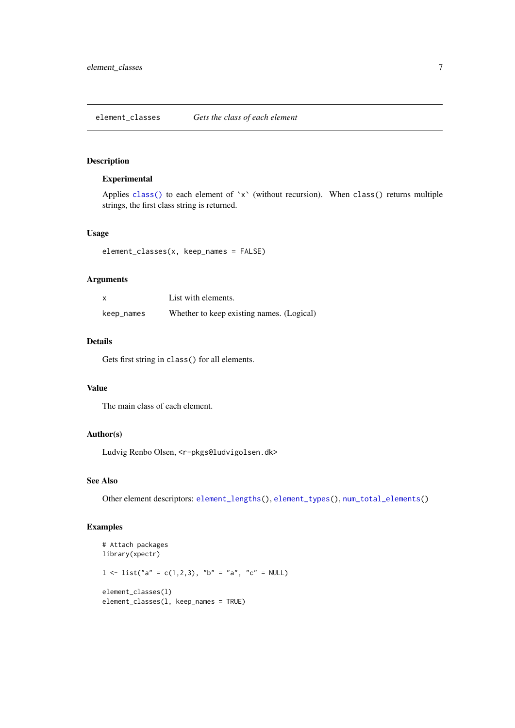# element_classes

*Gets the class of each element*

## Description

### Experimental

Applies `class()` to each element of `x` (without recursion). When `class()` returns multiple strings, the first class string is returned.

## Usage

```
element_classes(x, keep_names = FALSE)
```

## Arguments

| | |
|---|---|
| `x` | List with elements. |
| `keep_names` | Whether to keep existing names. (Logical) |

## Details

Gets first string in `class()` for all elements.

## Value

The main class of each element.

## Author(s)

Ludvig Renbo Olsen, <r-pkgs@ludvigolsen.dk>

## See Also

Other element descriptors: `element_lengths()`, `element_types()`, `num_total_elements()`

## Examples

```
# Attach packages
library(xpectr)

l <- list("a" = c(1,2,3), "b" = "a", "c" = NULL)

element_classes(l)
element_classes(l, keep_names = TRUE)
```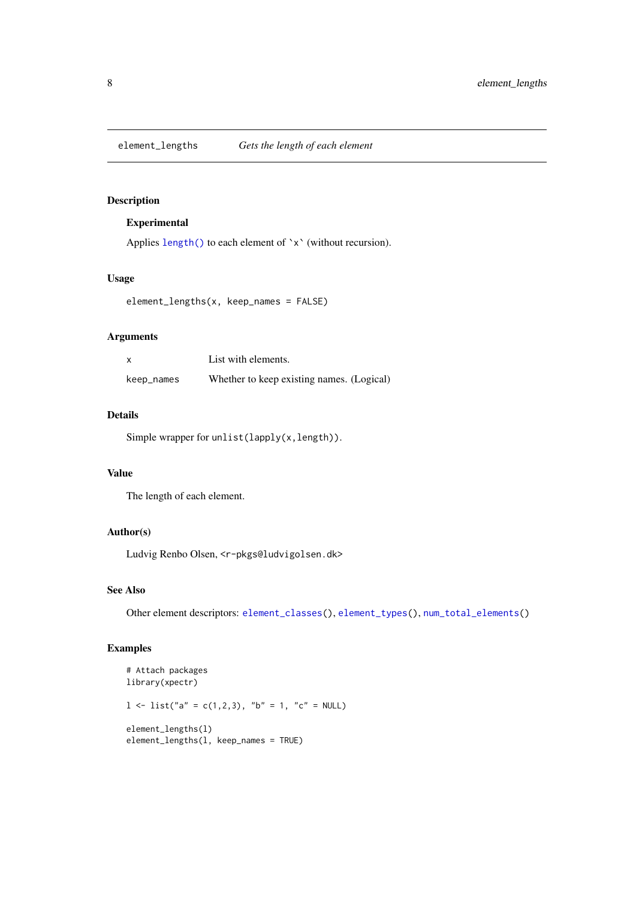# element_lengths — *Gets the length of each element*

## Description

### Experimental

Applies `length()` to each element of `x` (without recursion).

## Usage

```
element_lengths(x, keep_names = FALSE)
```

## Arguments

| | |
|---|---|
| `x` | List with elements. |
| `keep_names` | Whether to keep existing names. (Logical) |

## Details

Simple wrapper for `unlist(lapply(x,length))`.

## Value

The length of each element.

## Author(s)

Ludvig Renbo Olsen, <r-pkgs@ludvigolsen.dk>

## See Also

Other element descriptors: `element_classes()`, `element_types()`, `num_total_elements()`

## Examples

```
# Attach packages
library(xpectr)

l <- list("a" = c(1,2,3), "b" = 1, "c" = NULL)

element_lengths(l)
element_lengths(l, keep_names = TRUE)
```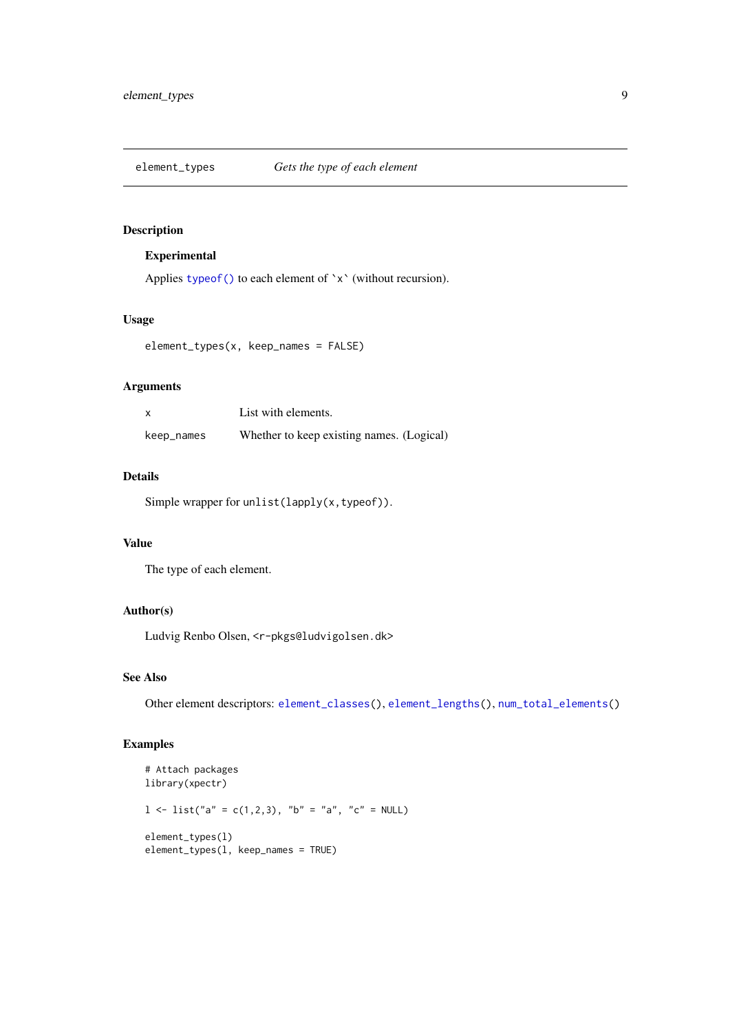element_types — *Gets the type of each element*

## Description

**Experimental**

Applies `typeof()` to each element of `` `x` `` (without recursion).

## Usage

```
element_types(x, keep_names = FALSE)
```

## Arguments

| | |
|---|---|
| `x` | List with elements. |
| `keep_names` | Whether to keep existing names. (Logical) |

## Details

Simple wrapper for `unlist(lapply(x,typeof))`.

## Value

The type of each element.

## Author(s)

Ludvig Renbo Olsen, <r-pkgs@ludvigolsen.dk>

## See Also

Other element descriptors: `element_classes()`, `element_lengths()`, `num_total_elements()`

## Examples

```
# Attach packages
library(xpectr)

l <- list("a" = c(1,2,3), "b" = "a", "c" = NULL)

element_types(l)
element_types(l, keep_names = TRUE)
```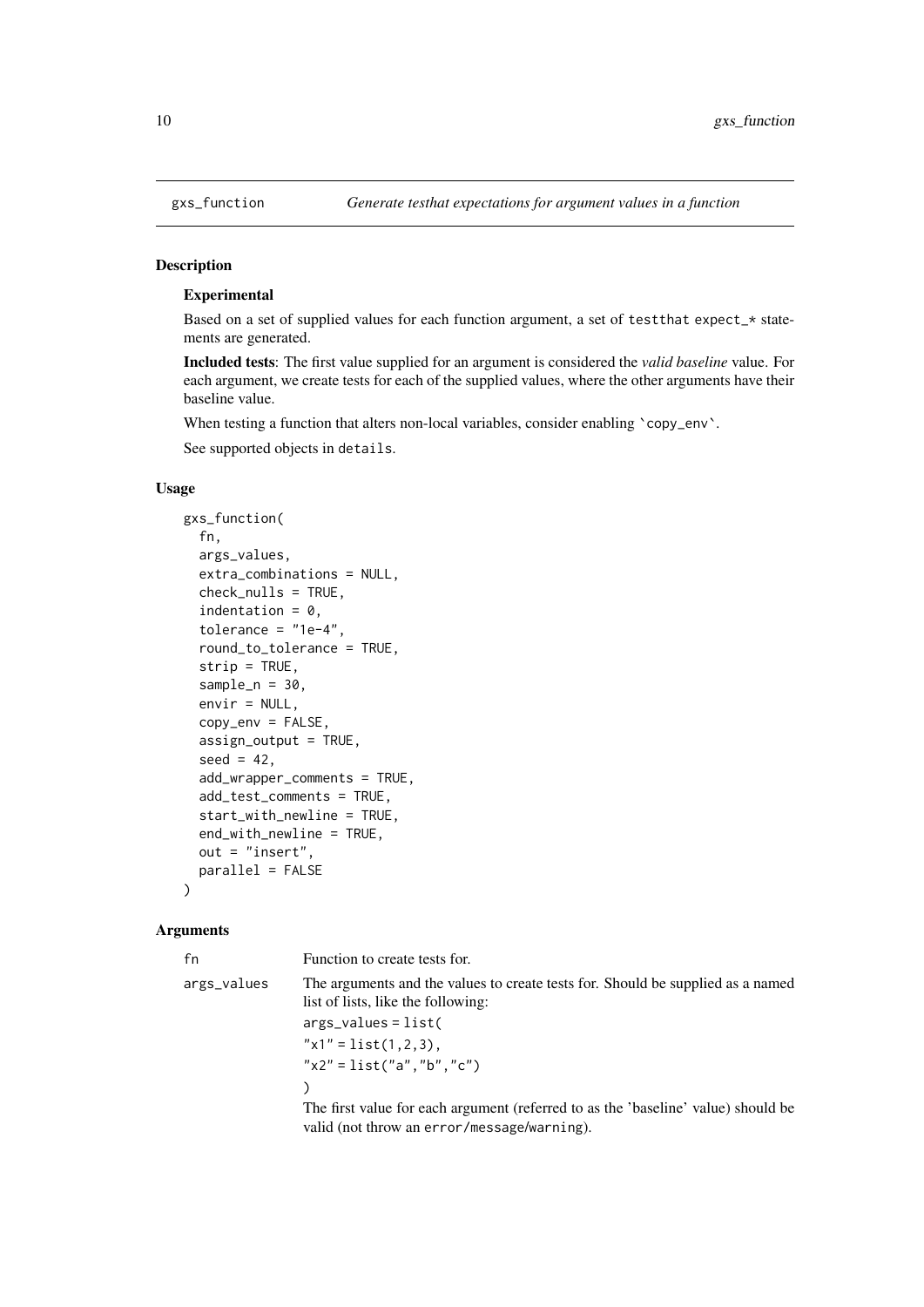gxs_function    *Generate testthat expectations for argument values in a function*

## Description

### Experimental

Based on a set of supplied values for each function argument, a set of `testthat` `expect_*` statements are generated.

**Included tests**: The first value supplied for an argument is considered the *valid baseline* value. For each argument, we create tests for each of the supplied values, where the other arguments have their baseline value.

When testing a function that alters non-local variables, consider enabling `` `copy_env` ``.

See supported objects in `details`.

## Usage

```
gxs_function(
  fn,
  args_values,
  extra_combinations = NULL,
  check_nulls = TRUE,
  indentation = 0,
  tolerance = "1e-4",
  round_to_tolerance = TRUE,
  strip = TRUE,
  sample_n = 30,
  envir = NULL,
  copy_env = FALSE,
  assign_output = TRUE,
  seed = 42,
  add_wrapper_comments = TRUE,
  add_test_comments = TRUE,
  start_with_newline = TRUE,
  end_with_newline = TRUE,
  out = "insert",
  parallel = FALSE
)
```

## Arguments

| | |
|---|---|
| `fn` | Function to create tests for. |
| `args_values` | The arguments and the values to create tests for. Should be supplied as a named list of lists, like the following:<br>`args_values = list(`<br>`"x1" = list(1,2,3),`<br>`"x2" = list("a","b","c")`<br>`)`<br>The first value for each argument (referred to as the 'baseline' value) should be valid (not throw an `error`/`message`/`warning`). |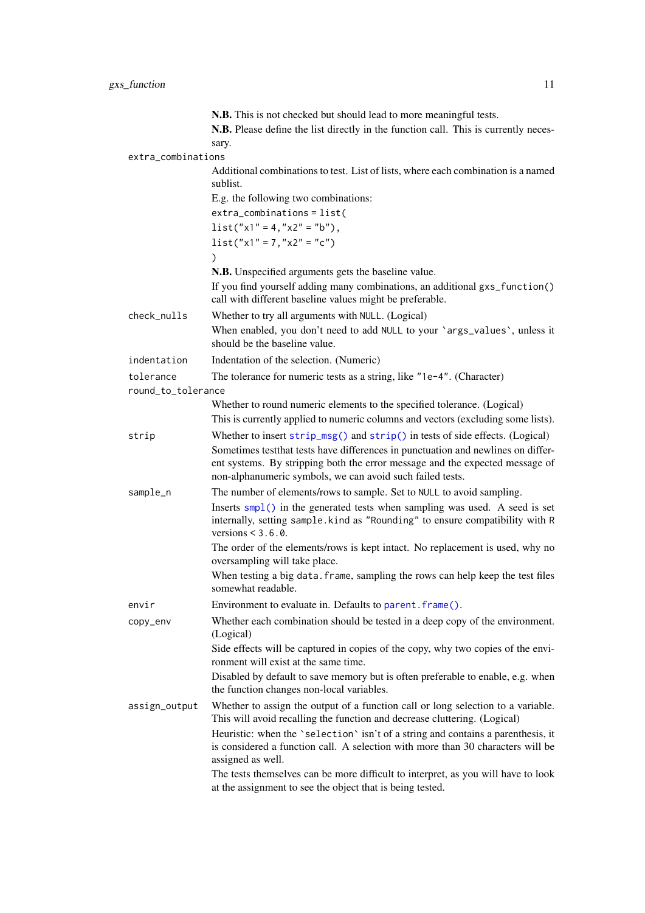**N.B.** This is not checked but should lead to more meaningful tests.

**N.B.** Please define the list directly in the function call. This is currently necessary.

`extra_combinations`
: Additional combinations to test. List of lists, where each combination is a named sublist.

  E.g. the following two combinations:

  ```
  extra_combinations = list(
  list("x1" = 4, "x2" = "b"),
  list("x1" = 7, "x2" = "c")
  )
  ```

  **N.B.** Unspecified arguments gets the baseline value.

  If you find yourself adding many combinations, an additional `gxs_function()` call with different baseline values might be preferable.

`check_nulls`
: Whether to try all arguments with `NULL`. (Logical)

  When enabled, you don't need to add `NULL` to your `` `args_values` ``, unless it should be the baseline value.

`indentation`
: Indentation of the selection. (Numeric)

`tolerance`
: The tolerance for numeric tests as a string, like `"1e-4"`. (Character)

`round_to_tolerance`
: Whether to round numeric elements to the specified tolerance. (Logical)

  This is currently applied to numeric columns and vectors (excluding some lists).

`strip`
: Whether to insert `strip_msg()` and `strip()` in tests of side effects. (Logical)

  Sometimes testthat tests have differences in punctuation and newlines on different systems. By stripping both the error message and the expected message of non-alphanumeric symbols, we can avoid such failed tests.

`sample_n`
: The number of elements/rows to sample. Set to `NULL` to avoid sampling.

  Inserts `smpl()` in the generated tests when sampling was used. A seed is set internally, setting `sample.kind` as `"Rounding"` to ensure compatibility with R versions < `3.6.0`.

  The order of the elements/rows is kept intact. No replacement is used, why no oversampling will take place.

  When testing a big `data.frame`, sampling the rows can help keep the test files somewhat readable.

`envir`
: Environment to evaluate in. Defaults to `parent.frame()`.

`copy_env`
: Whether each combination should be tested in a deep copy of the environment. (Logical)

  Side effects will be captured in copies of the copy, why two copies of the environment will exist at the same time.

  Disabled by default to save memory but is often preferable to enable, e.g. when the function changes non-local variables.

`assign_output`
: Whether to assign the output of a function call or long selection to a variable. This will avoid recalling the function and decrease cluttering. (Logical)

  Heuristic: when the `` `selection` `` isn't of a string and contains a parenthesis, it is considered a function call. A selection with more than 30 characters will be assigned as well.

  The tests themselves can be more difficult to interpret, as you will have to look at the assignment to see the object that is being tested.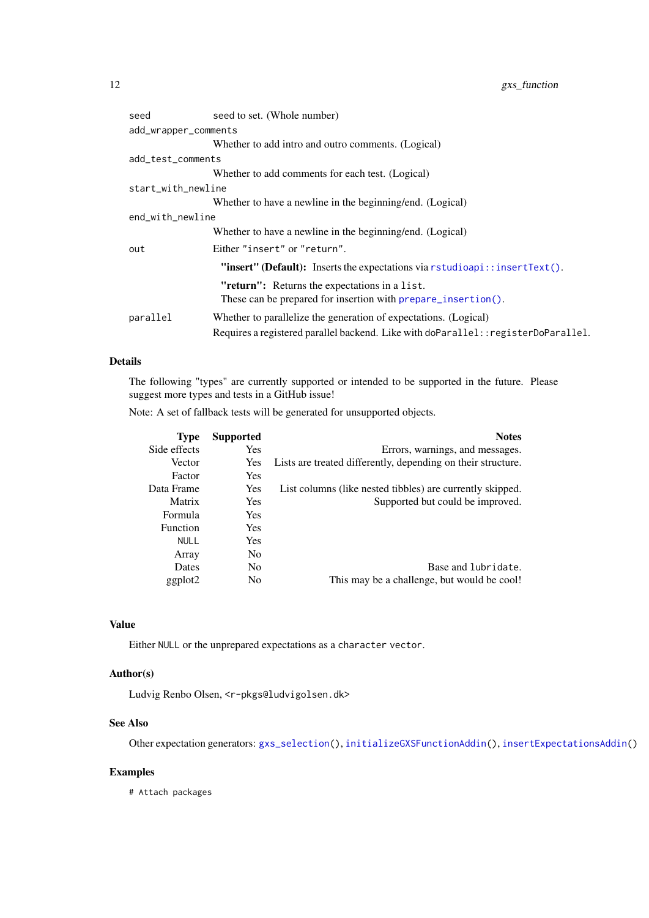| | |
|---|---|
| `seed` | seed to set. (Whole number) |
| `add_wrapper_comments` | Whether to add intro and outro comments. (Logical) |
| `add_test_comments` | Whether to add comments for each test. (Logical) |
| `start_with_newline` | Whether to have a newline in the beginning/end. (Logical) |
| `end_with_newline` | Whether to have a newline in the beginning/end. (Logical) |
| `out` | Either `"insert"` or `"return"`.<br>**"insert" (Default):** Inserts the expectations via `rstudioapi::insertText()`.<br>**"return":** Returns the expectations in a `list`.<br>These can be prepared for insertion with `prepare_insertion()`. |
| `parallel` | Whether to parallelize the generation of expectations. (Logical)<br>Requires a registered parallel backend. Like with `doParallel::registerDoParallel`. |

### Details

The following "types" are currently supported or intended to be supported in the future. Please suggest more types and tests in a GitHub issue!

Note: A set of fallback tests will be generated for unsupported objects.

| Type | Supported | Notes |
|---:|---:|---:|
| Side effects | Yes | Errors, warnings, and messages. |
| Vector | Yes | Lists are treated differently, depending on their structure. |
| Factor | Yes | |
| Data Frame | Yes | List columns (like nested tibbles) are currently skipped. |
| Matrix | Yes | Supported but could be improved. |
| Formula | Yes | |
| Function | Yes | |
| `NULL` | Yes | |
| Array | No | |
| Dates | No | Base and `lubridate`. |
| ggplot2 | No | This may be a challenge, but would be cool! |

### Value

Either `NULL` or the unprepared expectations as a `character vector`.

### Author(s)

Ludvig Renbo Olsen, `<r-pkgs@ludvigolsen.dk>`

### See Also

Other expectation generators: `gxs_selection()`, `initializeGXSFunctionAddin()`, `insertExpectationsAddin()`

### Examples

```
# Attach packages
```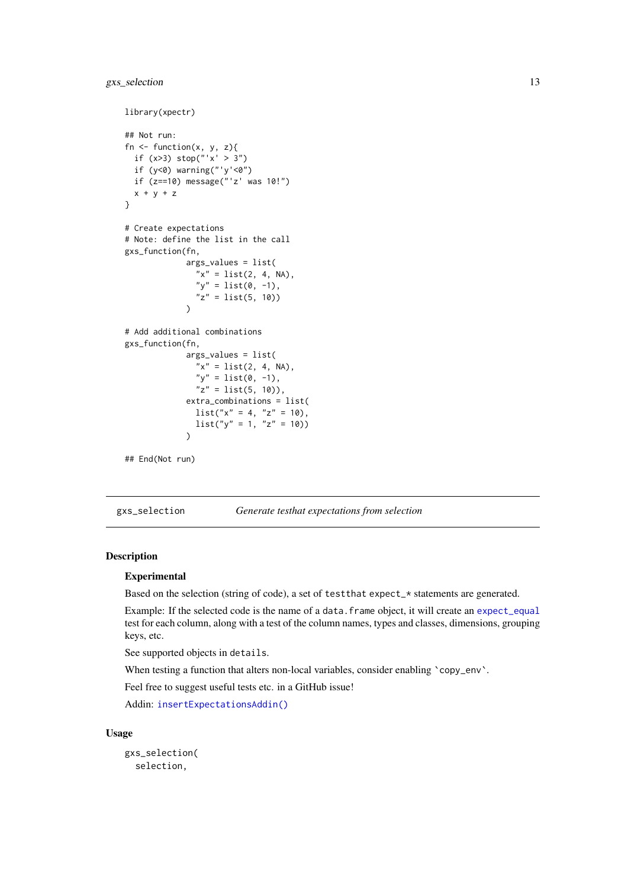```r
library(xpectr)

## Not run:
fn <- function(x, y, z){
  if (x>3) stop("'x' > 3")
  if (y<0) warning("'y'<0")
  if (z==10) message("'z' was 10!")
  x + y + z
}

# Create expectations
# Note: define the list in the call
gxs_function(fn,
             args_values = list(
               "x" = list(2, 4, NA),
               "y" = list(0, -1),
               "z" = list(5, 10))
             )

# Add additional combinations
gxs_function(fn,
             args_values = list(
               "x" = list(2, 4, NA),
               "y" = list(0, -1),
               "z" = list(5, 10)),
             extra_combinations = list(
               list("x" = 4, "z" = 10),
               list("y" = 1, "z" = 10))
             )

## End(Not run)
```

## gxs_selection — *Generate testhat expectations from selection*

### Description

#### Experimental

Based on the selection (string of code), a set of `testthat` `expect_*` statements are generated.

Example: If the selected code is the name of a `data.frame` object, it will create an `expect_equal` test for each column, along with a test of the column names, types and classes, dimensions, grouping keys, etc.

See supported objects in `details`.

When testing a function that alters non-local variables, consider enabling `` `copy_env` ``.

Feel free to suggest useful tests etc. in a GitHub issue!

Addin: `insertExpectationsAddin()`

### Usage

```r
gxs_selection(
  selection,
```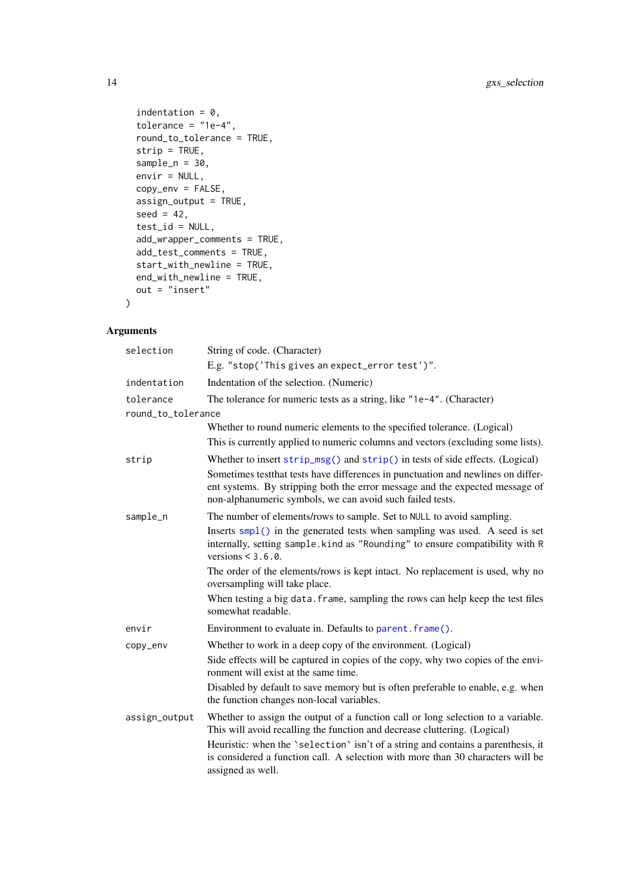```
  indentation = 0,
  tolerance = "1e-4",
  round_to_tolerance = TRUE,
  strip = TRUE,
  sample_n = 30,
  envir = NULL,
  copy_env = FALSE,
  assign_output = TRUE,
  seed = 42,
  test_id = NULL,
  add_wrapper_comments = TRUE,
  add_test_comments = TRUE,
  start_with_newline = TRUE,
  end_with_newline = TRUE,
  out = "insert"
)
```

## Arguments

`selection`
: String of code. (Character)

  E.g. `"stop('This gives an expect_error test')"`.

`indentation`
: Indentation of the selection. (Numeric)

`tolerance`
: The tolerance for numeric tests as a string, like `"1e-4"`. (Character)

`round_to_tolerance`
: Whether to round numeric elements to the specified tolerance. (Logical)

  This is currently applied to numeric columns and vectors (excluding some lists).

`strip`
: Whether to insert `strip_msg()` and `strip()` in tests of side effects. (Logical)

  Sometimes testthat tests have differences in punctuation and newlines on different systems. By stripping both the error message and the expected message of non-alphanumeric symbols, we can avoid such failed tests.

`sample_n`
: The number of elements/rows to sample. Set to `NULL` to avoid sampling.

  Inserts `smpl()` in the generated tests when sampling was used. A seed is set internally, setting `sample.kind` as `"Rounding"` to ensure compatibility with R versions < `3.6.0`.

  The order of the elements/rows is kept intact. No replacement is used, why no oversampling will take place.

  When testing a big `data.frame`, sampling the rows can help keep the test files somewhat readable.

`envir`
: Environment to evaluate in. Defaults to `parent.frame()`.

`copy_env`
: Whether to work in a deep copy of the environment. (Logical)

  Side effects will be captured in copies of the copy, why two copies of the environment will exist at the same time.

  Disabled by default to save memory but is often preferable to enable, e.g. when the function changes non-local variables.

`assign_output`
: Whether to assign the output of a function call or long selection to a variable. This will avoid recalling the function and decrease cluttering. (Logical)

  Heuristic: when the `` `selection` `` isn't of a string and contains a parenthesis, it is considered a function call. A selection with more than 30 characters will be assigned as well.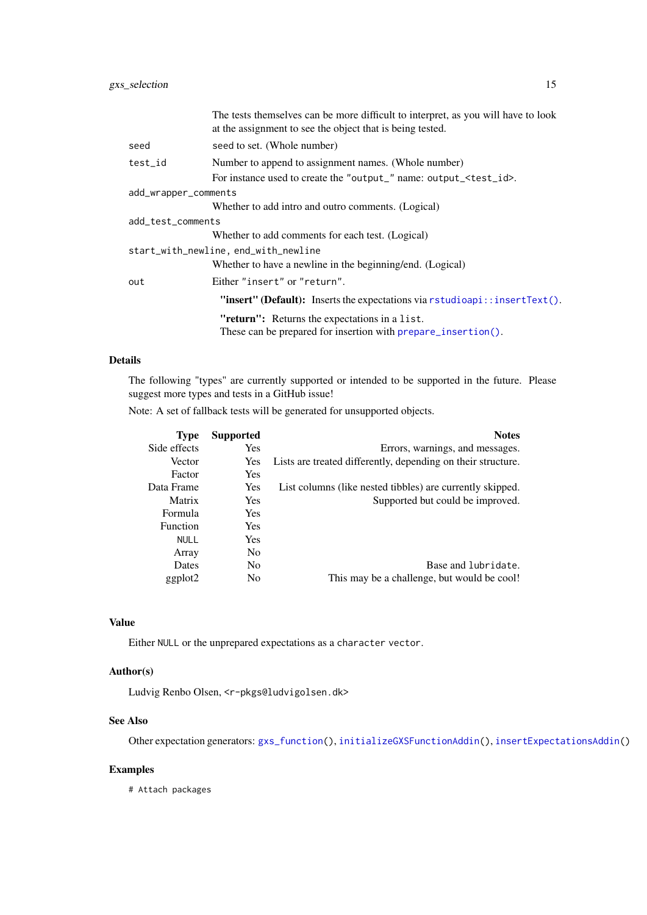The tests themselves can be more difficult to interpret, as you will have to look at the assignment to see the object that is being tested.

`seed` seed to set. (Whole number)

`test_id` Number to append to assignment names. (Whole number)
For instance used to create the "output_" name: output_<test_id>.

`add_wrapper_comments`
Whether to add intro and outro comments. (Logical)

`add_test_comments`
Whether to add comments for each test. (Logical)

`start_with_newline, end_with_newline`
Whether to have a newline in the beginning/end. (Logical)

`out` Either "insert" or "return".

**"insert" (Default):** Inserts the expectations via `rstudioapi::insertText()`.

**"return":** Returns the expectations in a `list`.
These can be prepared for insertion with `prepare_insertion()`.

### Details

The following "types" are currently supported or intended to be supported in the future. Please suggest more types and tests in a GitHub issue!

Note: A set of fallback tests will be generated for unsupported objects.

| Type | Supported | Notes |
|---:|---:|---:|
| Side effects | Yes | Errors, warnings, and messages. |
| Vector | Yes | Lists are treated differently, depending on their structure. |
| Factor | Yes | |
| Data Frame | Yes | List columns (like nested tibbles) are currently skipped. |
| Matrix | Yes | Supported but could be improved. |
| Formula | Yes | |
| Function | Yes | |
| `NULL` | Yes | |
| Array | No | |
| Dates | No | Base and `lubridate`. |
| ggplot2 | No | This may be a challenge, but would be cool! |

### Value

Either `NULL` or the unprepared expectations as a `character` `vector`.

### Author(s)

Ludvig Renbo Olsen, <r-pkgs@ludvigolsen.dk>

### See Also

Other expectation generators: `gxs_function()`, `initializeGXSFunctionAddin()`, `insertExpectationsAddin()`

### Examples

```
# Attach packages
```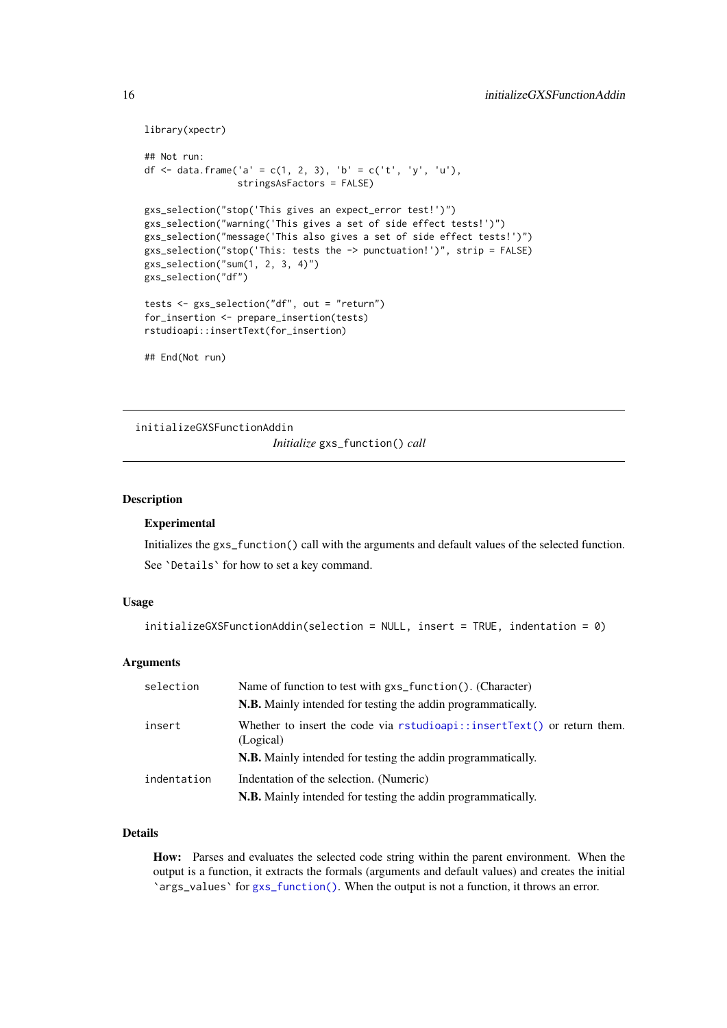```
library(xpectr)

## Not run:
df <- data.frame('a' = c(1, 2, 3), 'b' = c('t', 'y', 'u'),
                 stringsAsFactors = FALSE)

gxs_selection("stop('This gives an expect_error test!')")
gxs_selection("warning('This gives a set of side effect tests!')")
gxs_selection("message('This also gives a set of side effect tests!')")
gxs_selection("stop('This: tests the -> punctuation!')", strip = FALSE)
gxs_selection("sum(1, 2, 3, 4)")
gxs_selection("df")

tests <- gxs_selection("df", out = "return")
for_insertion <- prepare_insertion(tests)
rstudioapi::insertText(for_insertion)

## End(Not run)
```

---

## initializeGXSFunctionAddin

*Initialize* `gxs_function()` *call*

---

### Description

#### Experimental

Initializes the `gxs_function()` call with the arguments and default values of the selected function.

See `` `Details` `` for how to set a key command.

### Usage

```
initializeGXSFunctionAddin(selection = NULL, insert = TRUE, indentation = 0)
```

### Arguments

| | |
|---|---|
| `selection` | Name of function to test with `gxs_function()`. (Character)<br>**N.B.** Mainly intended for testing the addin programmatically. |
| `insert` | Whether to insert the code via `rstudioapi::insertText()` or return them. (Logical)<br>**N.B.** Mainly intended for testing the addin programmatically. |
| `indentation` | Indentation of the selection. (Numeric)<br>**N.B.** Mainly intended for testing the addin programmatically. |

### Details

**How:** Parses and evaluates the selected code string within the parent environment. When the output is a function, it extracts the formals (arguments and default values) and creates the initial `` `args_values` `` for `gxs_function()`. When the output is not a function, it throws an error.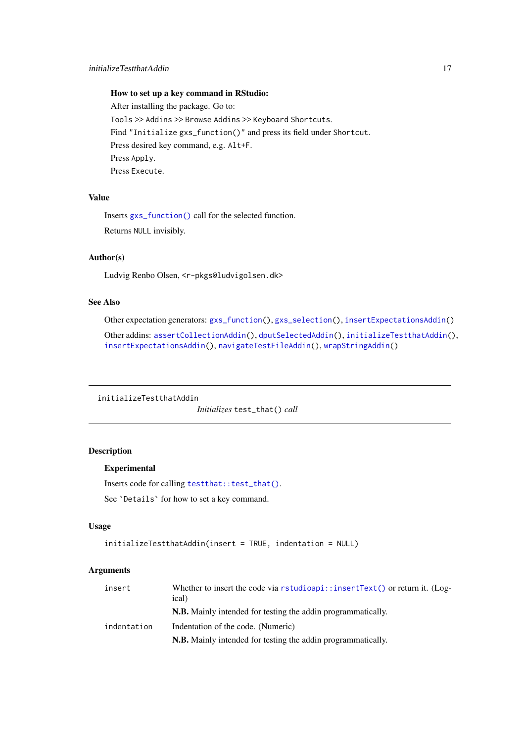**How to set up a key command in RStudio:**

After installing the package. Go to:

`Tools >> Addins >> Browse Addins >> Keyboard Shortcuts`.

Find `"Initialize gxs_function()"` and press its field under `Shortcut`.

Press desired key command, e.g. `Alt+F`.

Press `Apply`.

Press `Execute`.

## Value

Inserts `gxs_function()` call for the selected function.

Returns `NULL` invisibly.

## Author(s)

Ludvig Renbo Olsen, <r-pkgs@ludvigolsen.dk>

## See Also

Other expectation generators: `gxs_function()`, `gxs_selection()`, `insertExpectationsAddin()`

Other addins: `assertCollectionAddin()`, `dputSelectedAddin()`, `initializeTestthatAddin()`, `insertExpectationsAddin()`, `navigateTestFileAddin()`, `wrapStringAddin()`

---

# initializeTestthatAddin

*Initializes* `test_that()` *call*

---

## Description

**Experimental**

Inserts code for calling `testthat::test_that()`.

See `` `Details` `` for how to set a key command.

## Usage

```
initializeTestthatAddin(insert = TRUE, indentation = NULL)
```

## Arguments

| | |
|---|---|
| `insert` | Whether to insert the code via `rstudioapi::insertText()` or return it. (Logical)<br>**N.B.** Mainly intended for testing the addin programmatically. |
| `indentation` | Indentation of the code. (Numeric)<br>**N.B.** Mainly intended for testing the addin programmatically. |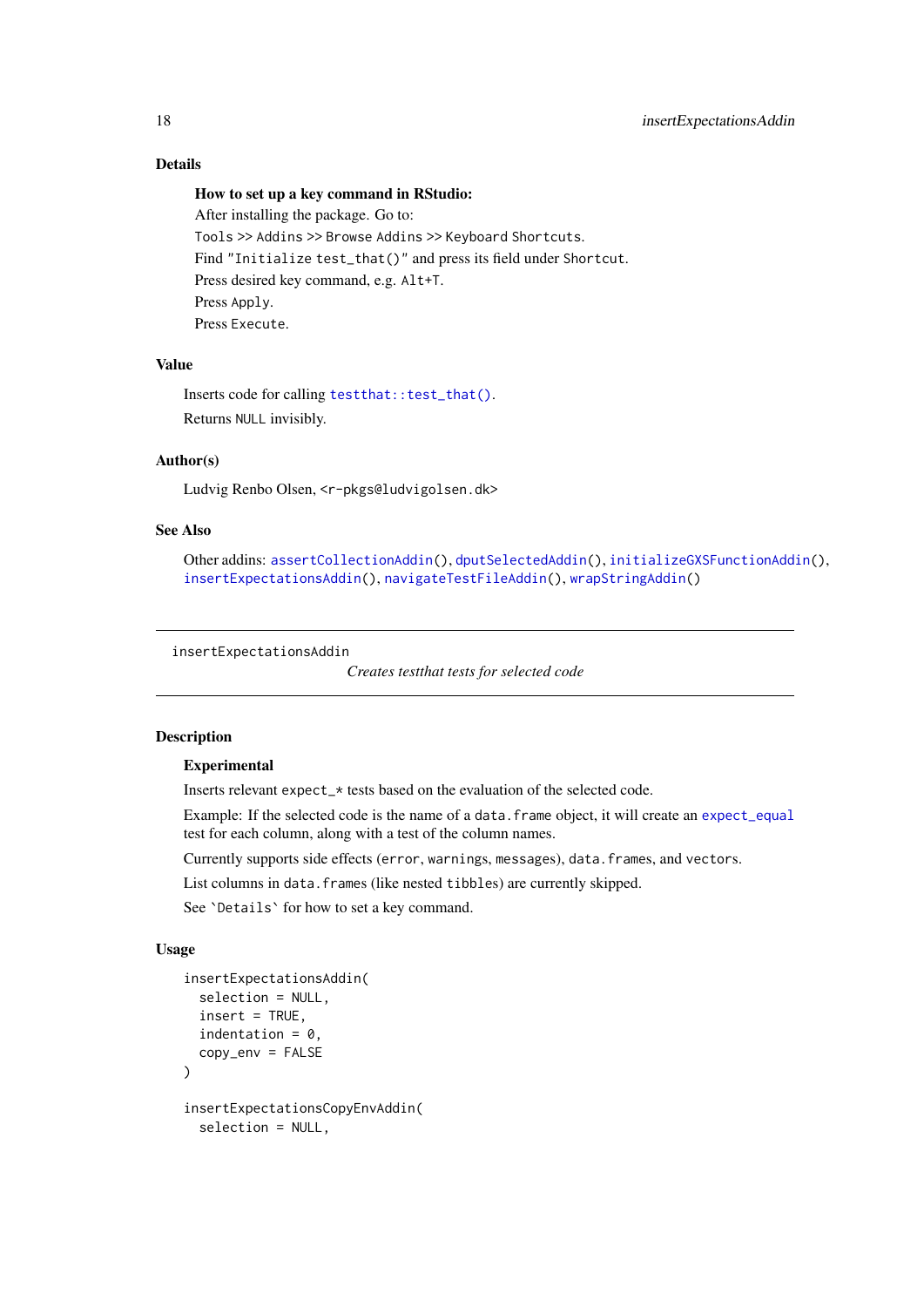## Details

**How to set up a key command in RStudio:**

After installing the package. Go to:

`Tools >> Addins >> Browse Addins >> Keyboard Shortcuts`.

Find `"Initialize test_that()"` and press its field under `Shortcut`.

Press desired key command, e.g. `Alt+T`.

Press `Apply`.

Press `Execute`.

## Value

Inserts code for calling `testthat::test_that()`.

Returns `NULL` invisibly.

## Author(s)

Ludvig Renbo Olsen, <r-pkgs@ludvigolsen.dk>

## See Also

Other addins: `assertCollectionAddin()`, `dputSelectedAddin()`, `initializeGXSFunctionAddin()`, `insertExpectationsAddin()`, `navigateTestFileAddin()`, `wrapStringAddin()`

---

# insertExpectationsAddin

*Creates testthat tests for selected code*

---

## Description

**Experimental**

Inserts relevant `expect_*` tests based on the evaluation of the selected code.

Example: If the selected code is the name of a `data.frame` object, it will create an `expect_equal` test for each column, along with a test of the column names.

Currently supports side effects (`error`, `warnings`, `messages`), `data.frames`, and `vectors`.

List columns in `data.frames` (like nested `tibbles`) are currently skipped.

See `` `Details` `` for how to set a key command.

## Usage

```
insertExpectationsAddin(
  selection = NULL,
  insert = TRUE,
  indentation = 0,
  copy_env = FALSE
)

insertExpectationsCopyEnvAddin(
  selection = NULL,
```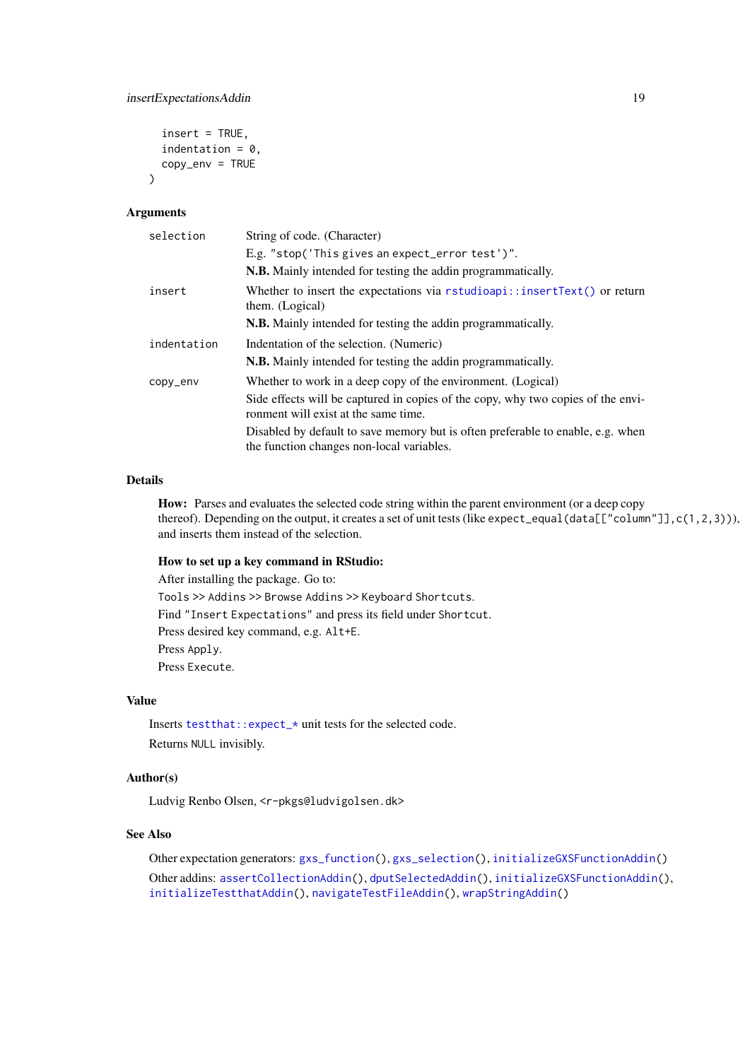```
  insert = TRUE,
  indentation = 0,
  copy_env = TRUE
)
```

### Arguments

| | |
|---|---|
| `selection` | String of code. (Character)<br>E.g. `"stop('This gives an expect_error test')"`.<br>**N.B.** Mainly intended for testing the addin programmatically. |
| `insert` | Whether to insert the expectations via `rstudioapi::insertText()` or return them. (Logical)<br>**N.B.** Mainly intended for testing the addin programmatically. |
| `indentation` | Indentation of the selection. (Numeric)<br>**N.B.** Mainly intended for testing the addin programmatically. |
| `copy_env` | Whether to work in a deep copy of the environment. (Logical)<br>Side effects will be captured in copies of the copy, why two copies of the environment will exist at the same time.<br>Disabled by default to save memory but is often preferable to enable, e.g. when the function changes non-local variables. |

### Details

**How:** Parses and evaluates the selected code string within the parent environment (or a deep copy thereof). Depending on the output, it creates a set of unit tests (like `expect_equal(data[["column"]],c(1,2,3))`), and inserts them instead of the selection.

**How to set up a key command in RStudio:**

After installing the package. Go to:

`Tools >> Addins >> Browse Addins >> Keyboard Shortcuts`.

Find `"Insert Expectations"` and press its field under `Shortcut`.

Press desired key command, e.g. `Alt+E`.

Press `Apply`.

Press `Execute`.

### Value

Inserts `testthat::expect_*` unit tests for the selected code.

Returns `NULL` invisibly.

### Author(s)

Ludvig Renbo Olsen, `<r-pkgs@ludvigolsen.dk>`

### See Also

Other expectation generators: `gxs_function()`, `gxs_selection()`, `initializeGXSFunctionAddin()`

Other addins: `assertCollectionAddin()`, `dputSelectedAddin()`, `initializeGXSFunctionAddin()`, `initializeTestthatAddin()`, `navigateTestFileAddin()`, `wrapStringAddin()`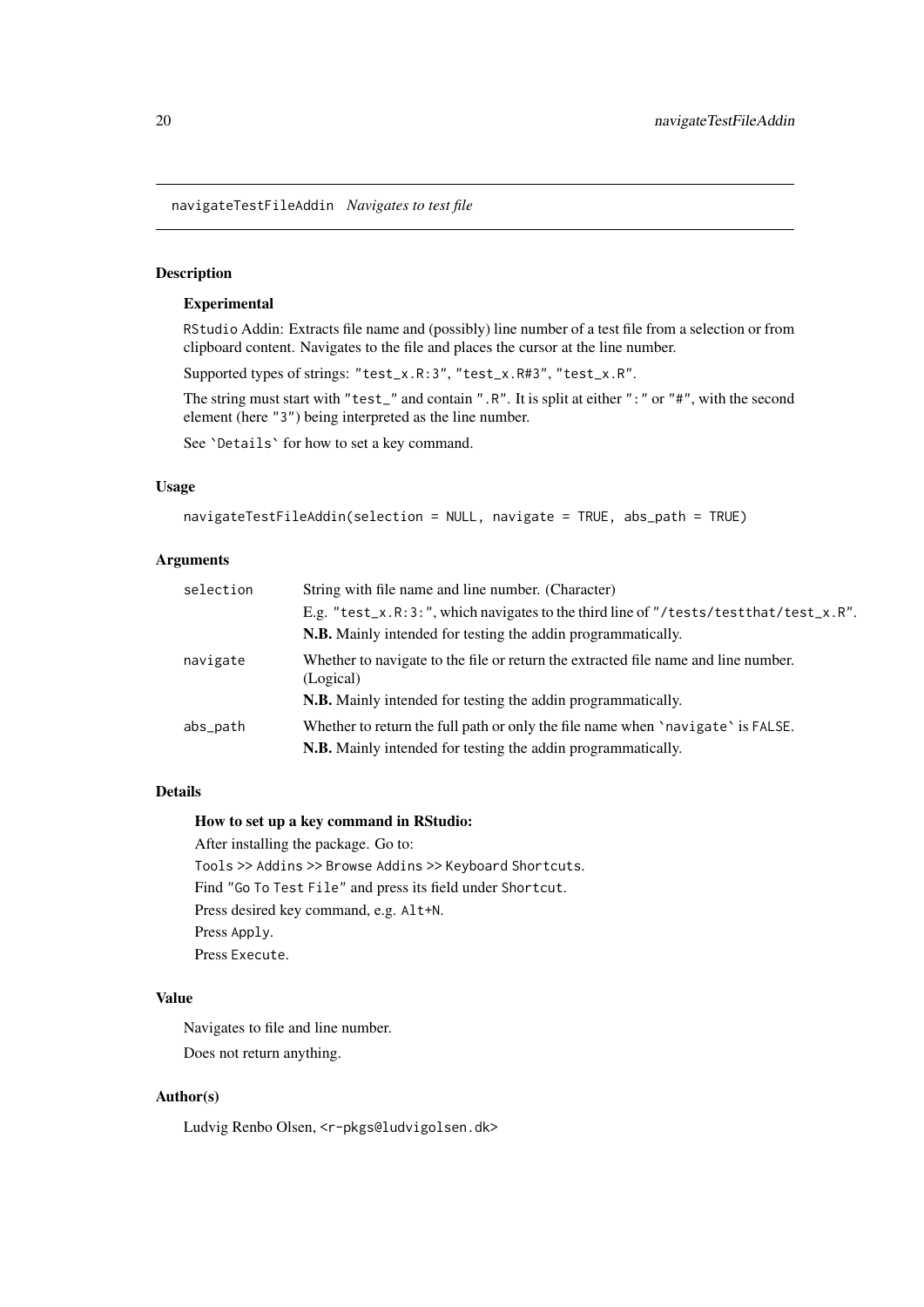`navigateTestFileAddin` *Navigates to test file*

## Description

### Experimental

`RStudio` Addin: Extracts file name and (possibly) line number of a test file from a selection or from clipboard content. Navigates to the file and places the cursor at the line number.

Supported types of strings: `"test_x.R:3"`, `"test_x.R#3"`, `"test_x.R"`.

The string must start with `"test_"` and contain `".R"`. It is split at either `":"` or `"#"`, with the second element (here `"3"`) being interpreted as the line number.

See `` `Details` `` for how to set a key command.

## Usage

```
navigateTestFileAddin(selection = NULL, navigate = TRUE, abs_path = TRUE)
```

## Arguments

| Argument | Description |
|---|---|
| `selection` | String with file name and line number. (Character)<br>E.g. `"test_x.R:3:"`, which navigates to the third line of `"/tests/testthat/test_x.R"`.<br>**N.B.** Mainly intended for testing the addin programmatically. |
| `navigate` | Whether to navigate to the file or return the extracted file name and line number. (Logical)<br>**N.B.** Mainly intended for testing the addin programmatically. |
| `abs_path` | Whether to return the full path or only the file name when `` `navigate` `` is `FALSE`.<br>**N.B.** Mainly intended for testing the addin programmatically. |

## Details

### How to set up a key command in RStudio:

After installing the package. Go to:

`Tools >> Addins >> Browse Addins >> Keyboard Shortcuts`.

Find `"Go To Test File"` and press its field under `Shortcut`.

Press desired key command, e.g. `Alt+N`.

Press `Apply`.

Press `Execute`.

## Value

Navigates to file and line number.

Does not return anything.

## Author(s)

Ludvig Renbo Olsen, `<r-pkgs@ludvigolsen.dk>`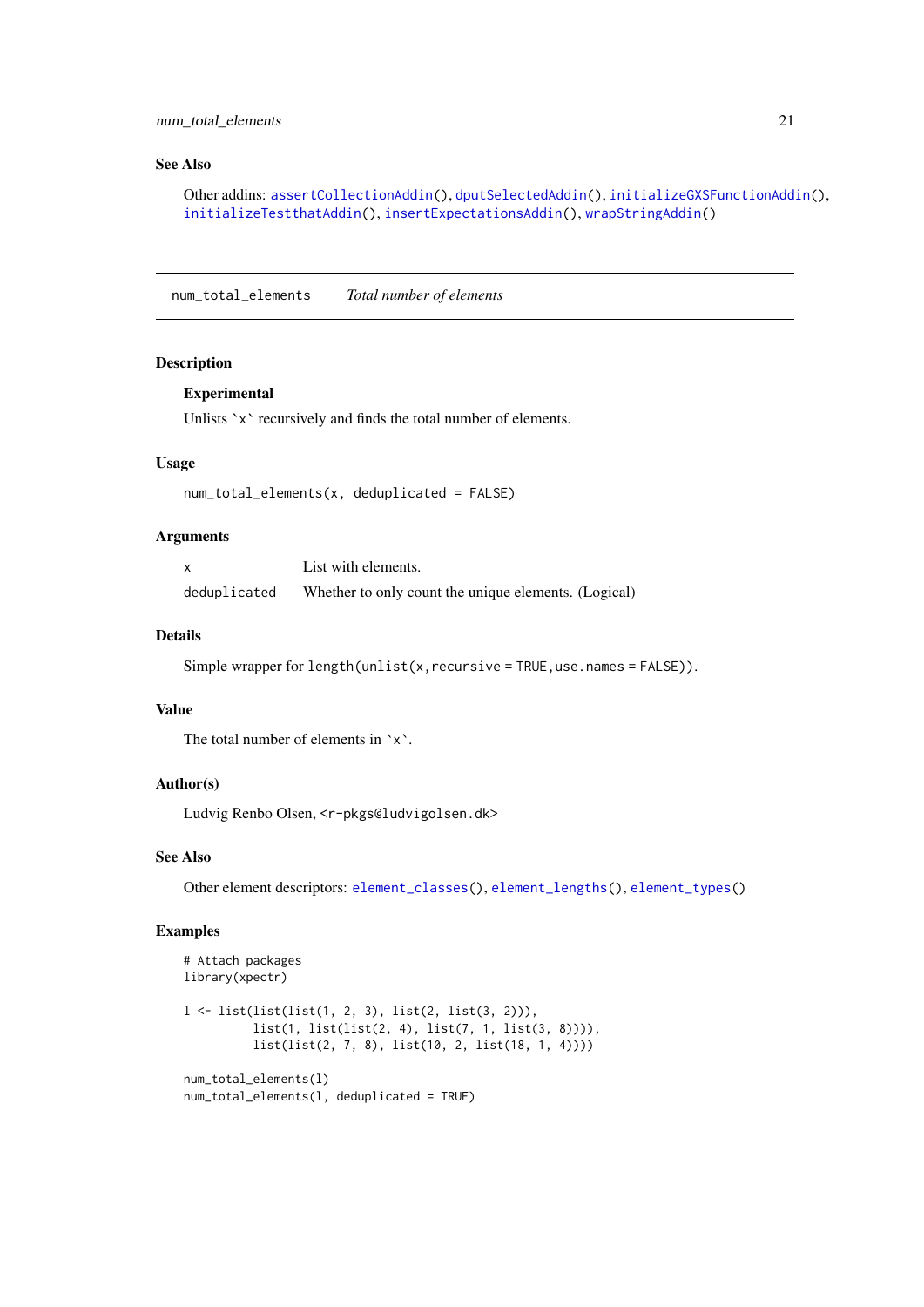## See Also

Other addins: `assertCollectionAddin()`, `dputSelectedAddin()`, `initializeGXSFunctionAddin()`, `initializeTestthatAddin()`, `insertExpectationsAddin()`, `wrapStringAddin()`

---

## num_total_elements    *Total number of elements*

---

### Description

**Experimental**

Unlists `x` recursively and finds the total number of elements.

### Usage

```
num_total_elements(x, deduplicated = FALSE)
```

### Arguments

| | |
|---|---|
| `x` | List with elements. |
| `deduplicated` | Whether to only count the unique elements. (Logical) |

### Details

Simple wrapper for `length(unlist(x, recursive = TRUE, use.names = FALSE))`.

### Value

The total number of elements in `x`.

### Author(s)

Ludvig Renbo Olsen, <r-pkgs@ludvigolsen.dk>

### See Also

Other element descriptors: `element_classes()`, `element_lengths()`, `element_types()`

### Examples

```
# Attach packages
library(xpectr)

l <- list(list(list(1, 2, 3), list(2, list(3, 2))),
          list(1, list(list(2, 4), list(7, 1, list(3, 8)))),
          list(list(2, 7, 8), list(10, 2, list(18, 1, 4))))

num_total_elements(l)
num_total_elements(l, deduplicated = TRUE)
```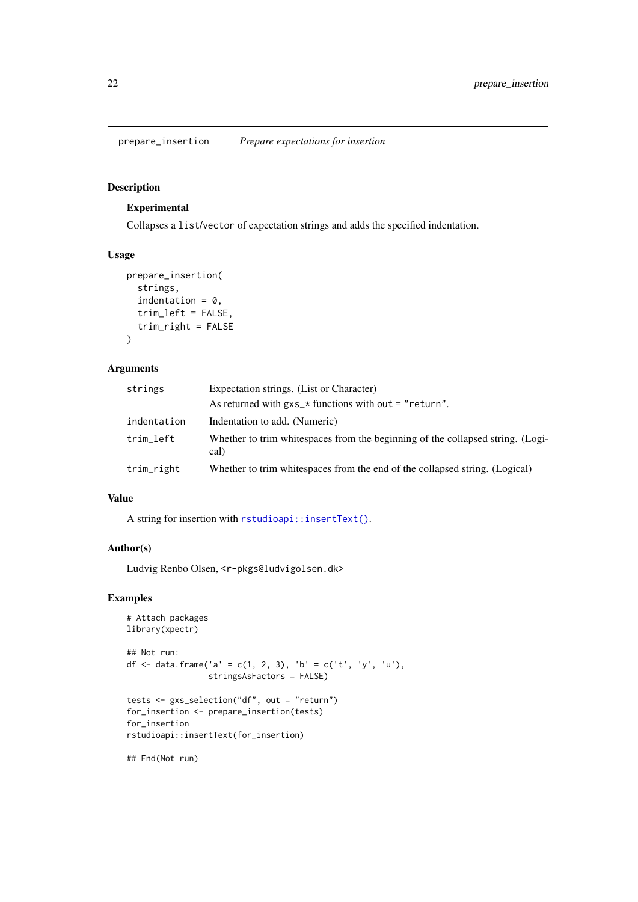# prepare_insertion    *Prepare expectations for insertion*

## Description

**Experimental**

Collapses a list/vector of expectation strings and adds the specified indentation.

## Usage

```
prepare_insertion(
  strings,
  indentation = 0,
  trim_left = FALSE,
  trim_right = FALSE
)
```

## Arguments

| | |
|---|---|
| strings | Expectation strings. (List or Character)<br>As returned with gxs_* functions with out = "return". |
| indentation | Indentation to add. (Numeric) |
| trim_left | Whether to trim whitespaces from the beginning of the collapsed string. (Logical) |
| trim_right | Whether to trim whitespaces from the end of the collapsed string. (Logical) |

## Value

A string for insertion with rstudioapi::insertText().

## Author(s)

Ludvig Renbo Olsen, <r-pkgs@ludvigolsen.dk>

## Examples

```
# Attach packages
library(xpectr)

## Not run:
df <- data.frame('a' = c(1, 2, 3), 'b' = c('t', 'y', 'u'),
                 stringsAsFactors = FALSE)

tests <- gxs_selection("df", out = "return")
for_insertion <- prepare_insertion(tests)
for_insertion
rstudioapi::insertText(for_insertion)

## End(Not run)
```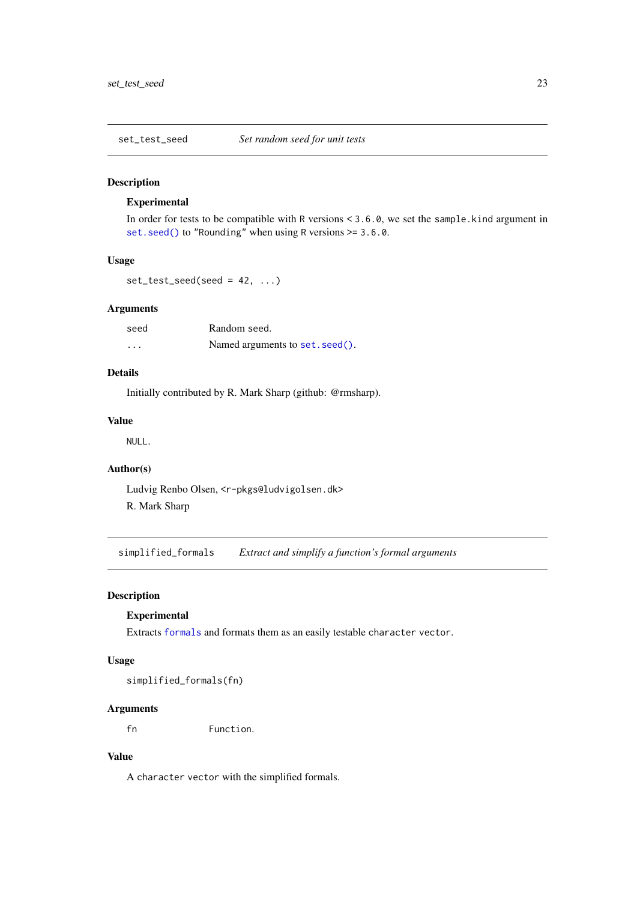## set_test_seed — *Set random seed for unit tests*

### Description

**Experimental**

In order for tests to be compatible with R versions < 3.6.0, we set the sample.kind argument in set.seed() to "Rounding" when using R versions >= 3.6.0.

### Usage

```
set_test_seed(seed = 42, ...)
```

### Arguments

| | |
|---|---|
| seed | Random seed. |
| ... | Named arguments to set.seed(). |

### Details

Initially contributed by R. Mark Sharp (github: @rmsharp).

### Value

NULL.

### Author(s)

Ludvig Renbo Olsen, <r-pkgs@ludvigolsen.dk>

R. Mark Sharp

## simplified_formals — *Extract and simplify a function's formal arguments*

### Description

**Experimental**

Extracts formals and formats them as an easily testable character vector.

### Usage

```
simplified_formals(fn)
```

### Arguments

| | |
|---|---|
| fn | Function. |

### Value

A character vector with the simplified formals.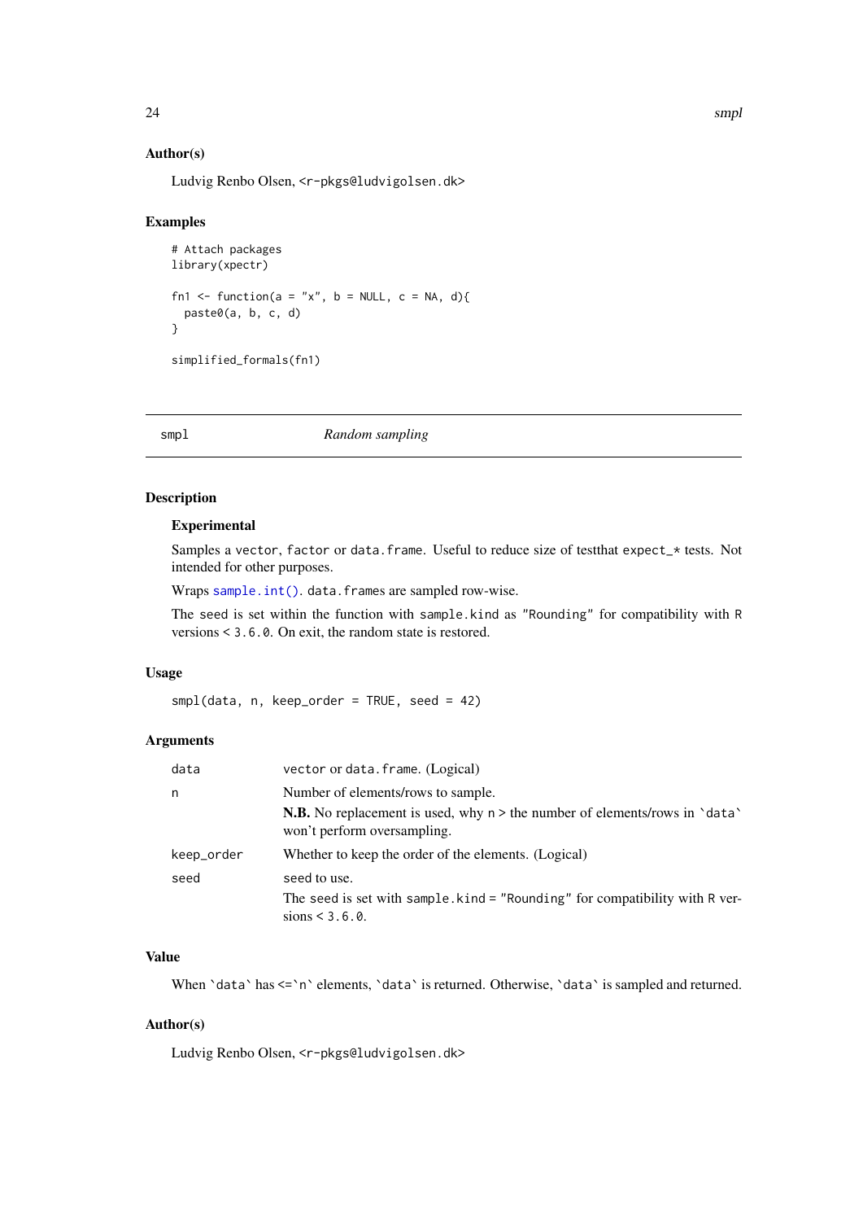### Author(s)

Ludvig Renbo Olsen, <r-pkgs@ludvigolsen.dk>

### Examples

```
# Attach packages
library(xpectr)

fn1 <- function(a = "x", b = NULL, c = NA, d){
  paste0(a, b, c, d)
}

simplified_formals(fn1)
```

---

## smpl — *Random sampling*

### Description

**Experimental**

Samples a `vector`, `factor` or `data.frame`. Useful to reduce size of testthat `expect_*` tests. Not intended for other purposes.

Wraps `sample.int()`. `data.frame`s are sampled row-wise.

The `seed` is set within the function with `sample.kind` as `"Rounding"` for compatibility with R versions < `3.6.0`. On exit, the random state is restored.

### Usage

```
smpl(data, n, keep_order = TRUE, seed = 42)
```

### Arguments

| | |
|---|---|
| `data` | `vector` or `data.frame`. (Logical) |
| `n` | Number of elements/rows to sample.<br>**N.B.** No replacement is used, why `n` > the number of elements/rows in \``data`\` won't perform oversampling. |
| `keep_order` | Whether to keep the order of the elements. (Logical) |
| `seed` | `seed` to use.<br>The `seed` is set with `sample.kind = "Rounding"` for compatibility with R versions < `3.6.0`. |

### Value

When \``data`\` has <=\``n`\` elements, \``data`\` is returned. Otherwise, \``data`\` is sampled and returned.

### Author(s)

Ludvig Renbo Olsen, <r-pkgs@ludvigolsen.dk>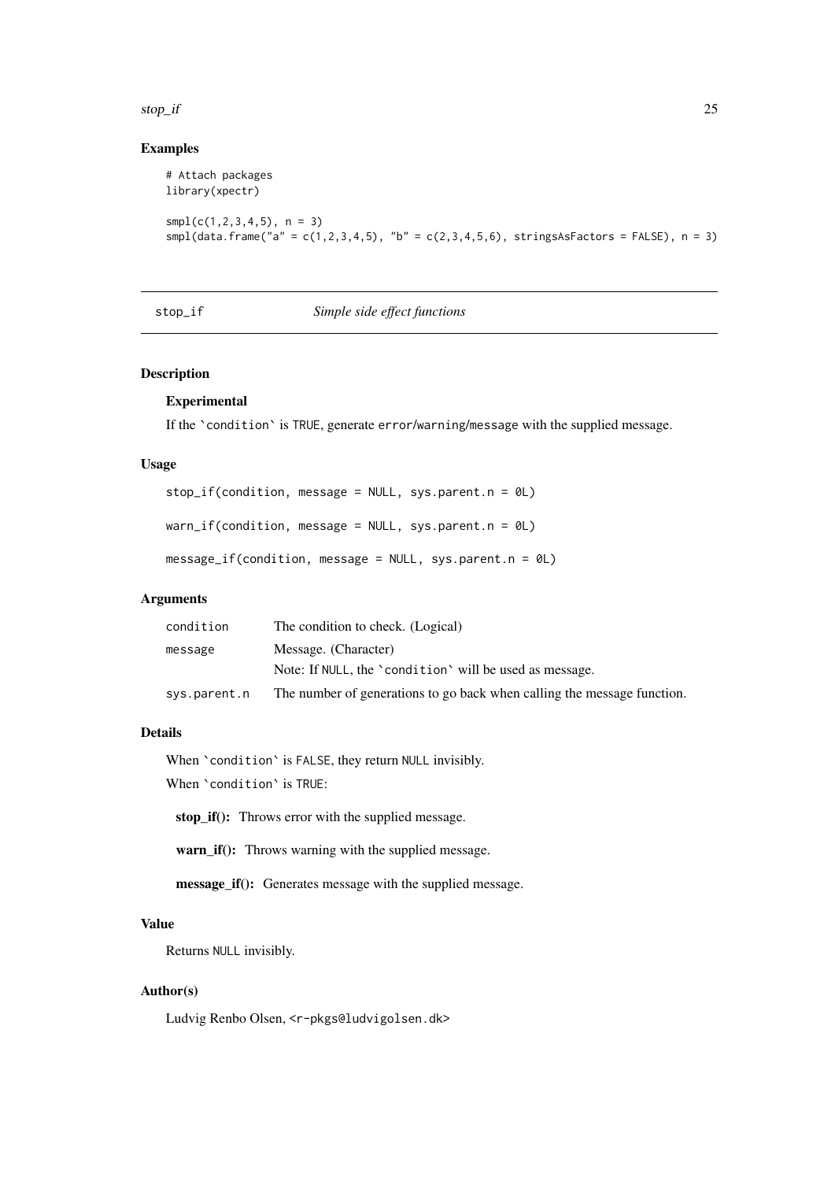## Examples

```
# Attach packages
library(xpectr)

smpl(c(1,2,3,4,5), n = 3)
smpl(data.frame("a" = c(1,2,3,4,5), "b" = c(2,3,4,5,6), stringsAsFactors = FALSE), n = 3)
```

---

# stop_if    *Simple side effect functions*

---

## Description

### Experimental

If the `condition` is TRUE, generate error/warning/message with the supplied message.

## Usage

```
stop_if(condition, message = NULL, sys.parent.n = 0L)

warn_if(condition, message = NULL, sys.parent.n = 0L)

message_if(condition, message = NULL, sys.parent.n = 0L)
```

## Arguments

| | |
|---|---|
| condition | The condition to check. (Logical) |
| message | Message. (Character)<br>Note: If NULL, the `condition` will be used as message. |
| sys.parent.n | The number of generations to go back when calling the message function. |

## Details

When `condition` is FALSE, they return NULL invisibly.

When `condition` is TRUE:

**stop_if():** Throws error with the supplied message.

**warn_if():** Throws warning with the supplied message.

**message_if():** Generates message with the supplied message.

## Value

Returns NULL invisibly.

## Author(s)

Ludvig Renbo Olsen, <r-pkgs@ludvigolsen.dk>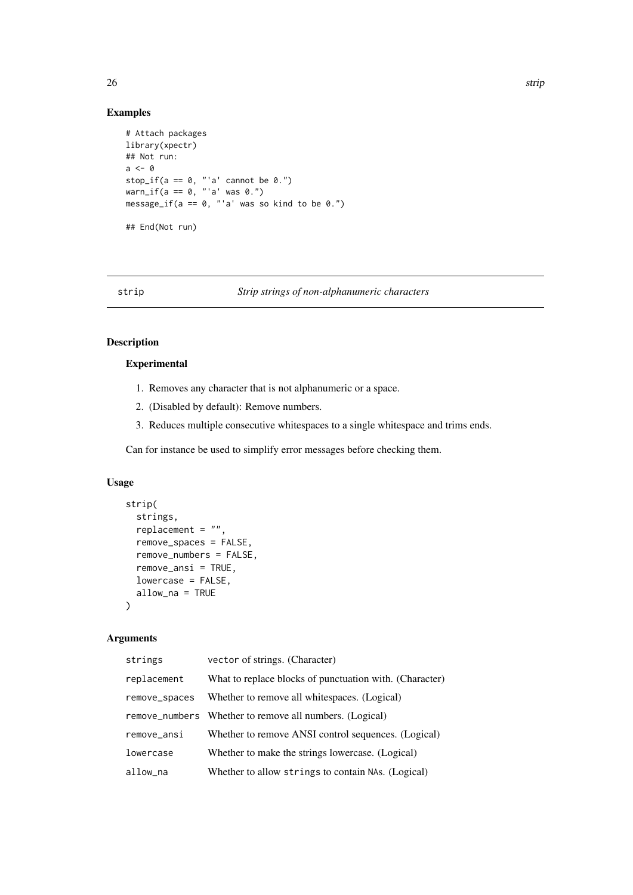### Examples

```
# Attach packages
library(xpectr)
## Not run:
a <- 0
stop_if(a == 0, "'a' cannot be 0.")
warn_if(a == 0, "'a' was 0.")
message_if(a == 0, "'a' was so kind to be 0.")

## End(Not run)
```

---

## strip — *Strip strings of non-alphanumeric characters*

---

### Description

#### Experimental

1. Removes any character that is not alphanumeric or a space.
2. (Disabled by default): Remove numbers.
3. Reduces multiple consecutive whitespaces to a single whitespace and trims ends.

Can for instance be used to simplify error messages before checking them.

### Usage

```
strip(
  strings,
  replacement = "",
  remove_spaces = FALSE,
  remove_numbers = FALSE,
  remove_ansi = TRUE,
  lowercase = FALSE,
  allow_na = TRUE
)
```

### Arguments

| | |
|---|---|
| `strings` | `vector` of strings. (Character) |
| `replacement` | What to replace blocks of punctuation with. (Character) |
| `remove_spaces` | Whether to remove all whitespaces. (Logical) |
| `remove_numbers` | Whether to remove all numbers. (Logical) |
| `remove_ansi` | Whether to remove ANSI control sequences. (Logical) |
| `lowercase` | Whether to make the strings lowercase. (Logical) |
| `allow_na` | Whether to allow `strings` to contain `NA`s. (Logical) |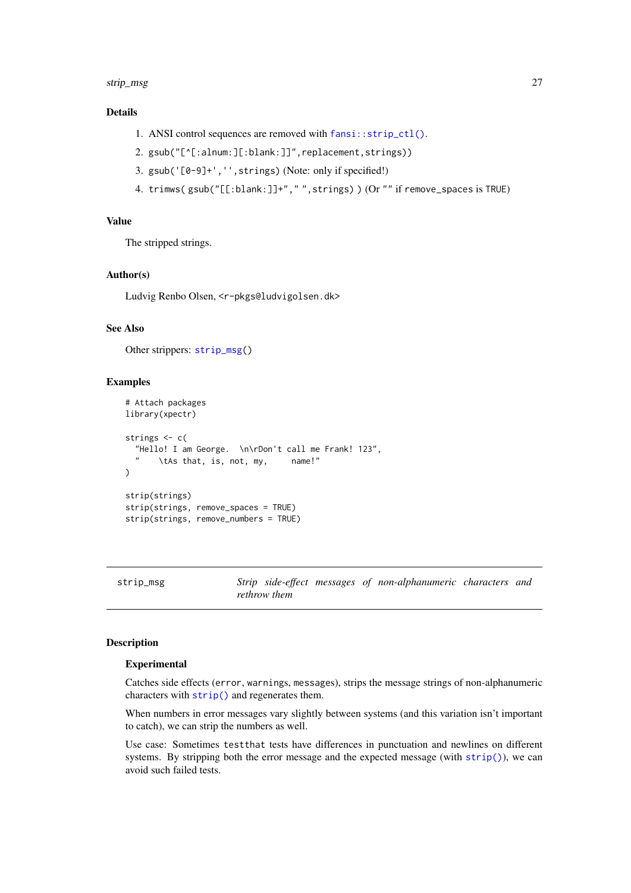### Details

1. ANSI control sequences are removed with `fansi::strip_ctl()`.
2. `gsub("[^[:alnum:][:blank:]]",replacement,strings))`
3. `gsub('[0-9]+','',strings)` (Note: only if specified!)
4. `trimws( gsub("[[:blank:]]+"," ",strings) )` (Or "" if `remove_spaces` is TRUE)

### Value

The stripped strings.

### Author(s)

Ludvig Renbo Olsen, <r-pkgs@ludvigolsen.dk>

### See Also

Other strippers: `strip_msg()`

### Examples

```
# Attach packages
library(xpectr)

strings <- c(
  "Hello! I am George.  \n\rDon't call me Frank! 123",
  "    \tAs that, is, not, my,     name!"
)

strip(strings)
strip(strings, remove_spaces = TRUE)
strip(strings, remove_numbers = TRUE)
```

---

## strip_msg — *Strip side-effect messages of non-alphanumeric characters and rethrow them*

### Description

#### Experimental

Catches side effects (`error`, `warnings`, `messages`), strips the message strings of non-alphanumeric characters with `strip()` and regenerates them.

When numbers in error messages vary slightly between systems (and this variation isn't important to catch), we can strip the numbers as well.

Use case: Sometimes `testthat` tests have differences in punctuation and newlines on different systems. By stripping both the error message and the expected message (with `strip()`), we can avoid such failed tests.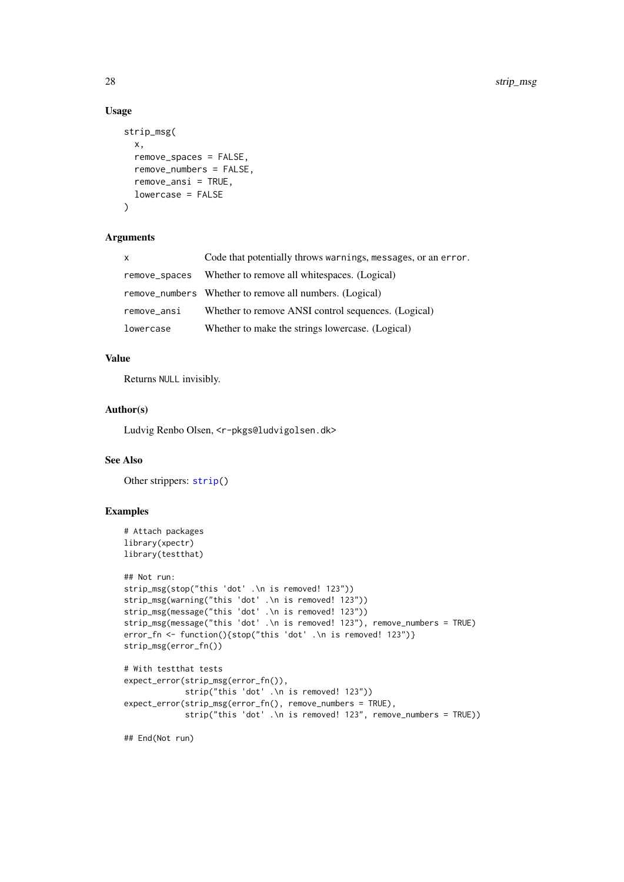### Usage

```
strip_msg(
  x,
  remove_spaces = FALSE,
  remove_numbers = FALSE,
  remove_ansi = TRUE,
  lowercase = FALSE
)
```

### Arguments

| | |
|---|---|
| `x` | Code that potentially throws `warnings`, `messages`, or an `error`. |
| `remove_spaces` | Whether to remove all whitespaces. (Logical) |
| `remove_numbers` | Whether to remove all numbers. (Logical) |
| `remove_ansi` | Whether to remove ANSI control sequences. (Logical) |
| `lowercase` | Whether to make the strings lowercase. (Logical) |

### Value

Returns `NULL` invisibly.

### Author(s)

Ludvig Renbo Olsen, <r-pkgs@ludvigolsen.dk>

### See Also

Other strippers: `strip()`

### Examples

```
# Attach packages
library(xpectr)
library(testthat)

## Not run:
strip_msg(stop("this 'dot' .\n is removed! 123"))
strip_msg(warning("this 'dot' .\n is removed! 123"))
strip_msg(message("this 'dot' .\n is removed! 123"))
strip_msg(message("this 'dot' .\n is removed! 123"), remove_numbers = TRUE)
error_fn <- function(){stop("this 'dot' .\n is removed! 123")}
strip_msg(error_fn())

# With testthat tests
expect_error(strip_msg(error_fn()),
             strip("this 'dot' .\n is removed! 123"))
expect_error(strip_msg(error_fn(), remove_numbers = TRUE),
             strip("this 'dot' .\n is removed! 123", remove_numbers = TRUE))

## End(Not run)
```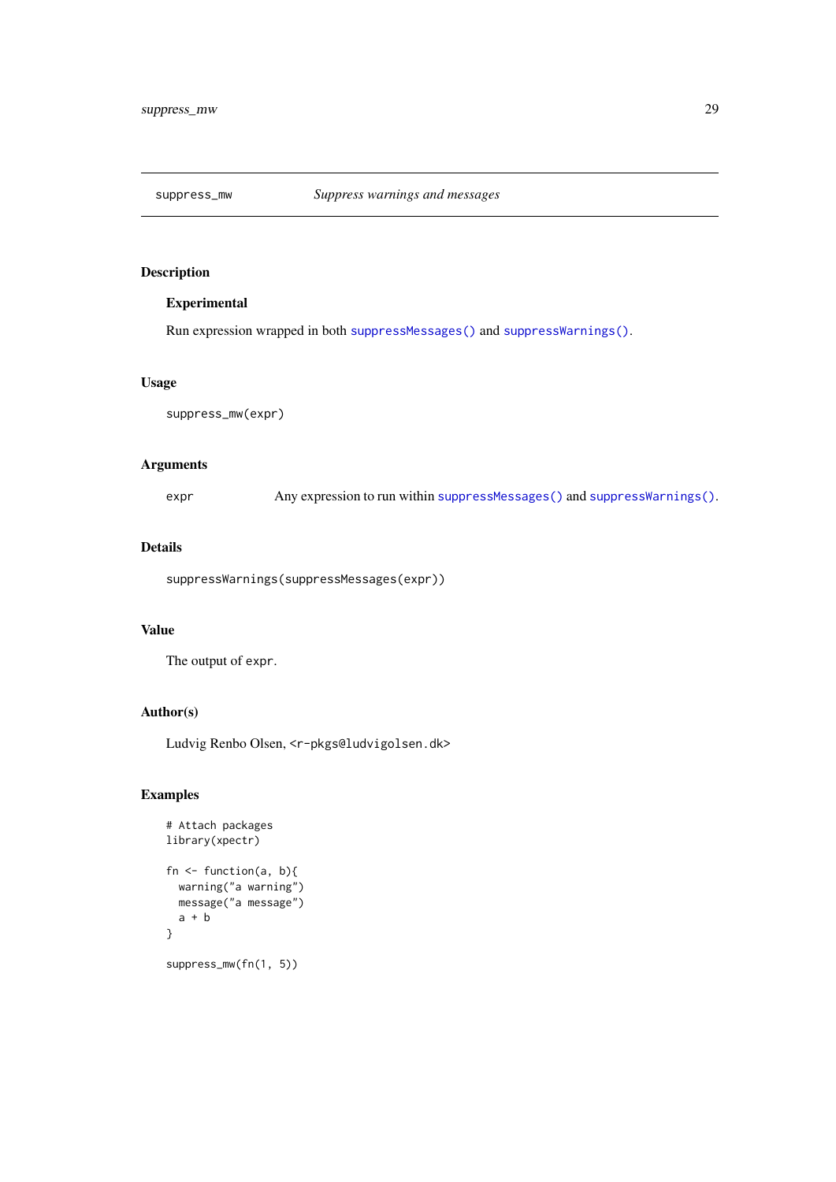## suppress_mw — *Suppress warnings and messages*

### Description

**Experimental**

Run expression wrapped in both `suppressMessages()` and `suppressWarnings()`.

### Usage

```
suppress_mw(expr)
```

### Arguments

| | |
|---|---|
| `expr` | Any expression to run within `suppressMessages()` and `suppressWarnings()`. |

### Details

```
suppressWarnings(suppressMessages(expr))
```

### Value

The output of `expr`.

### Author(s)

Ludvig Renbo Olsen, <r-pkgs@ludvigolsen.dk>

### Examples

```
# Attach packages
library(xpectr)

fn <- function(a, b){
  warning("a warning")
  message("a message")
  a + b
}

suppress_mw(fn(1, 5))
```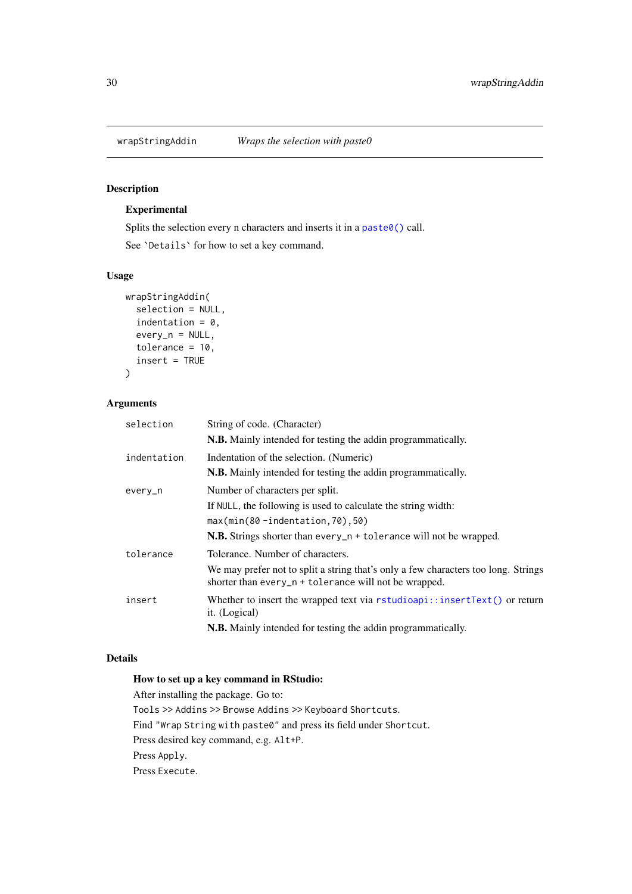## wrapStringAddin — *Wraps the selection with paste0*

### Description

**Experimental**

Splits the selection every n characters and inserts it in a `paste0()` call.

See `Details` for how to set a key command.

### Usage

```
wrapStringAddin(
  selection = NULL,
  indentation = 0,
  every_n = NULL,
  tolerance = 10,
  insert = TRUE
)
```

### Arguments

| Argument | Description |
| --- | --- |
| `selection` | String of code. (Character)<br>**N.B.** Mainly intended for testing the addin programmatically. |
| `indentation` | Indentation of the selection. (Numeric)<br>**N.B.** Mainly intended for testing the addin programmatically. |
| `every_n` | Number of characters per split.<br>If `NULL`, the following is used to calculate the string width:<br>`max(min(80 -indentation,70),50)`<br>**N.B.** Strings shorter than `every_n + tolerance` will not be wrapped. |
| `tolerance` | Tolerance. Number of characters.<br>We may prefer not to split a string that's only a few characters too long. Strings shorter than `every_n + tolerance` will not be wrapped. |
| `insert` | Whether to insert the wrapped text via `rstudioapi::insertText()` or return it. (Logical)<br>**N.B.** Mainly intended for testing the addin programmatically. |

### Details

**How to set up a key command in RStudio:**

After installing the package. Go to:

`Tools >> Addins >> Browse Addins >> Keyboard Shortcuts`.

Find `"Wrap String with paste0"` and press its field under `Shortcut`.

Press desired key command, e.g. `Alt+P`.

Press `Apply`.

Press `Execute`.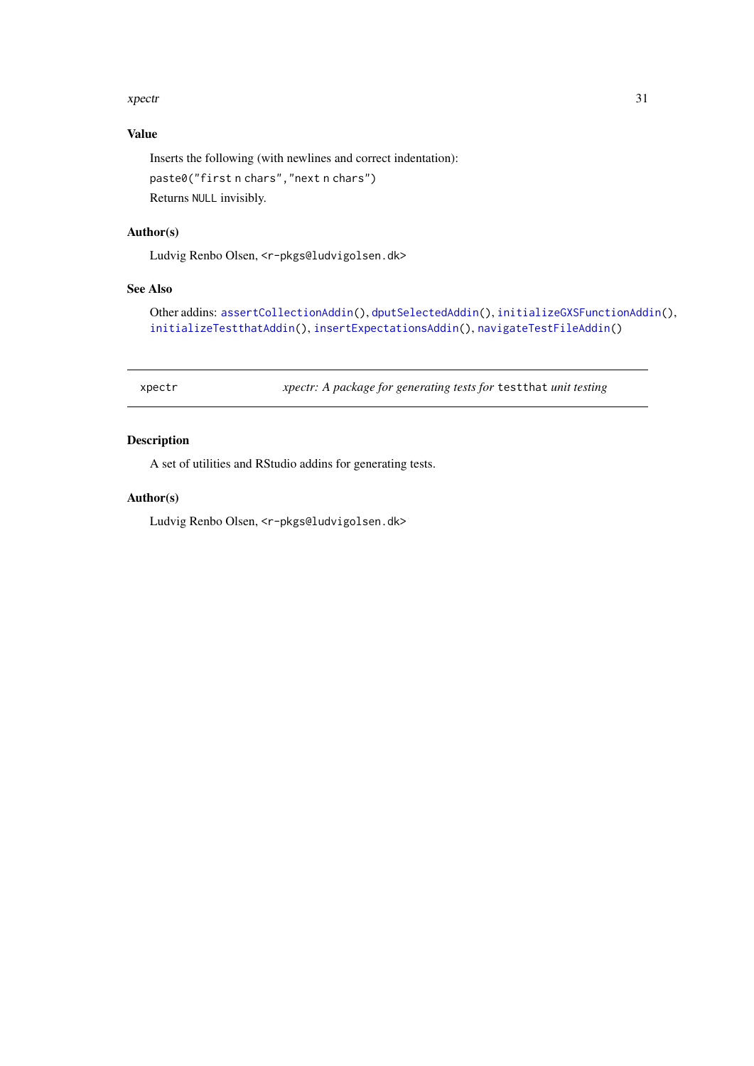### Value

Inserts the following (with newlines and correct indentation):

`paste0("first n chars", "next n chars")`

Returns `NULL` invisibly.

### Author(s)

Ludvig Renbo Olsen, <r-pkgs@ludvigolsen.dk>

### See Also

Other addins: `assertCollectionAddin()`, `dputSelectedAddin()`, `initializeGXSFunctionAddin()`, `initializeTestthatAddin()`, `insertExpectationsAddin()`, `navigateTestFileAddin()`

---

## xpectr — *xpectr: A package for generating tests for* `testthat` *unit testing*

---

### Description

A set of utilities and RStudio addins for generating tests.

### Author(s)

Ludvig Renbo Olsen, <r-pkgs@ludvigolsen.dk>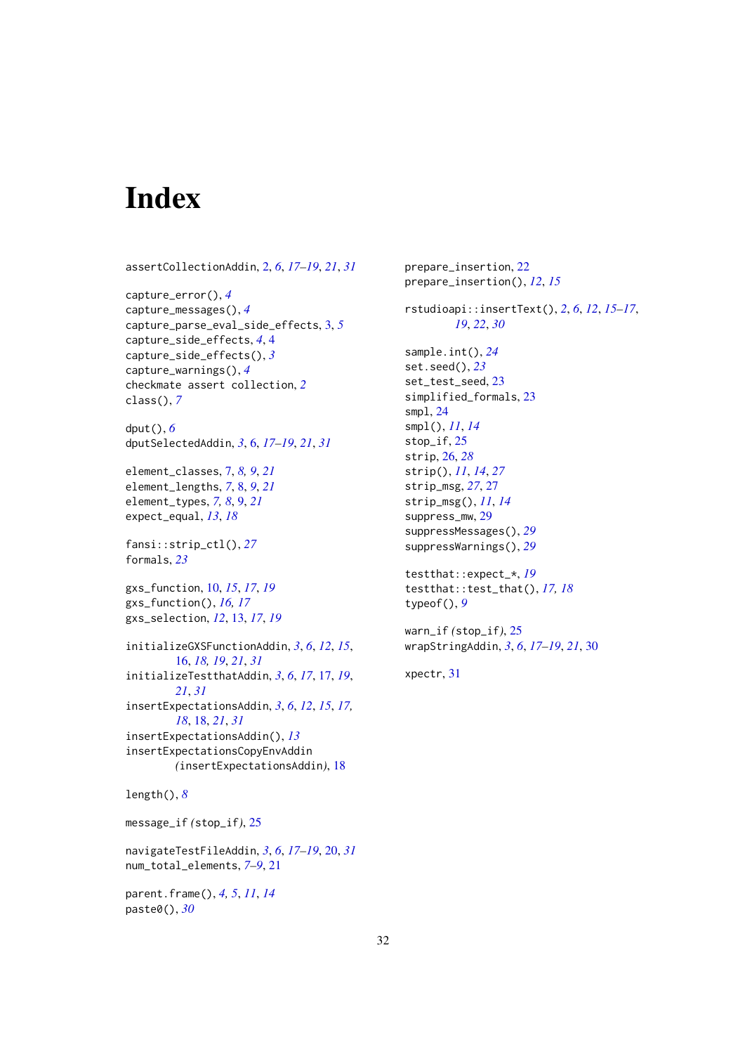# Index

assertCollectionAddin, 2, *6*, *17–19*, *21*, *31*

capture_error(), *4*
capture_messages(), *4*
capture_parse_eval_side_effects, 3, *5*
capture_side_effects, *4*, 4
capture_side_effects(), *3*
capture_warnings(), *4*
checkmate assert collection, *2*
class(), *7*

dput(), *6*
dputSelectedAddin, *3*, 6, *17–19*, *21*, *31*

element_classes, 7, *8*, *9*, *21*
element_lengths, *7*, 8, *9*, *21*
element_types, *7*, *8*, 9, *21*
expect_equal, *13*, *18*

fansi::strip_ctl(), *27*
formals, *23*

gxs_function, 10, *15*, *17*, *19*
gxs_function(), *16*, *17*
gxs_selection, *12*, 13, *17*, *19*

initializeGXSFunctionAddin, *3*, *6*, *12*, *15*, 16, *18*, *19*, *21*, *31*
initializeTestthatAddin, *3*, *6*, *17*, 17, *19*, *21*, *31*
insertExpectationsAddin, *3*, *6*, *12*, *15*, *17*, *18*, 18, *21*, *31*
insertExpectationsAddin(), *13*
insertExpectationsCopyEnvAddin (insertExpectationsAddin), 18

length(), *8*

message_if (stop_if), 25

navigateTestFileAddin, *3*, *6*, *17–19*, 20, *31*
num_total_elements, *7–9*, 21

parent.frame(), *4*, *5*, *11*, *14*
paste0(), *30*

prepare_insertion, 22
prepare_insertion(), *12*, *15*

rstudioapi::insertText(), *2*, *6*, *12*, *15–17*, *19*, *22*, *30*

sample.int(), *24*
set.seed(), *23*
set_test_seed, 23
simplified_formals, 23
smpl, 24
smpl(), *11*, *14*
stop_if, 25
strip, 26, *28*
strip(), *11*, *14*, *27*
strip_msg, *27*, 27
strip_msg(), *11*, *14*
suppress_mw, 29
suppressMessages(), *29*
suppressWarnings(), *29*

testthat::expect_*, *19*
testthat::test_that(), *17*, *18*
typeof(), *9*

warn_if (stop_if), 25
wrapStringAddin, *3*, *6*, *17–19*, *21*, 30

xpectr, 31